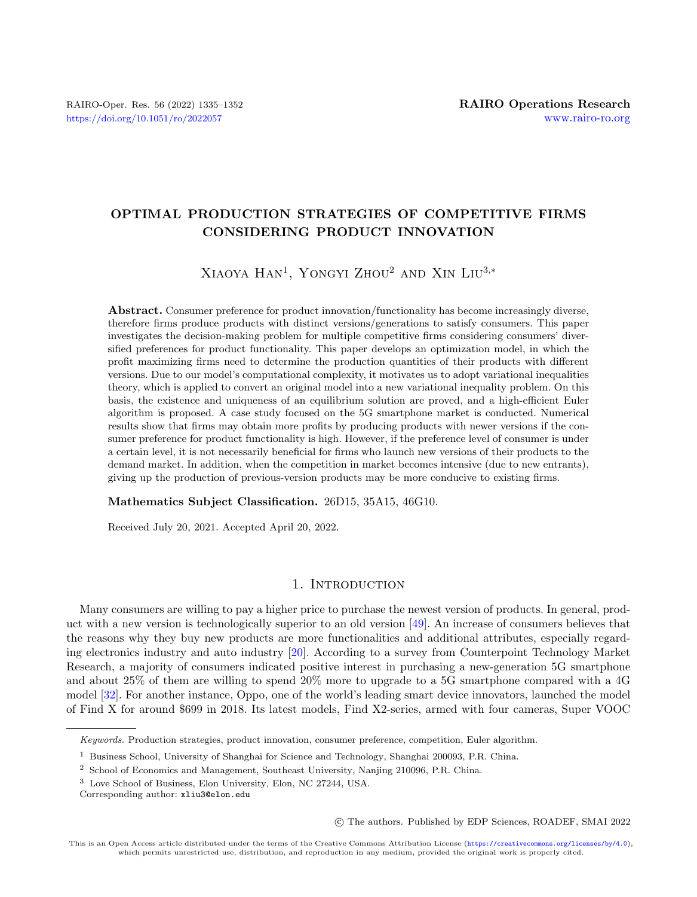# OPTIMAL PRODUCTION STRATEGIES OF COMPETITIVE FIRMS CONSIDERING PRODUCT INNOVATION

Xiaoya Han[1], Yongyi Zhou[2] and Xin Liu[3,*]

**Abstract.** Consumer preference for product innovation/functionality has become increasingly diverse, therefore firms produce products with distinct versions/generations to satisfy consumers. This paper investigates the decision-making problem for multiple competitive firms considering consumers' diversified preferences for product functionality. This paper develops an optimization model, in which the profit maximizing firms need to determine the production quantities of their products with different versions. Due to our model's computational complexity, it motivates us to adopt variational inequalities theory, which is applied to convert an original model into a new variational inequality problem. On this basis, the existence and uniqueness of an equilibrium solution are proved, and a high-efficient Euler algorithm is proposed. A case study focused on the 5G smartphone market is conducted. Numerical results show that firms may obtain more profits by producing products with newer versions if the consumer preference for product functionality is high. However, if the preference level of consumer is under a certain level, it is not necessarily beneficial for firms who launch new versions of their products to the demand market. In addition, when the competition in market becomes intensive (due to new entrants), giving up the production of previous-version products may be more conducive to existing firms.

**Mathematics Subject Classification.** 26D15, 35A15, 46G10.

Received July 20, 2021. Accepted April 20, 2022.

## 1. Introduction

Many consumers are willing to pay a higher price to purchase the newest version of products. In general, product with a new version is technologically superior to an old version [49]. An increase of consumers believes that the reasons why they buy new products are more functionalities and additional attributes, especially regarding electronics industry and auto industry [20]. According to a survey from Counterpoint Technology Market Research, a majority of consumers indicated positive interest in purchasing a new-generation 5G smartphone and about 25% of them are willing to spend 20% more to upgrade to a 5G smartphone compared with a 4G model [32]. For another instance, Oppo, one of the world's leading smart device innovators, launched the model of Find X for around $699 in 2018. Its latest models, Find X2-series, armed with four cameras, Super VOOC

---

*Keywords.* Production strategies, product innovation, consumer preference, competition, Euler algorithm.

[1] Business School, University of Shanghai for Science and Technology, Shanghai 200093, P.R. China.

[2] School of Economics and Management, Southeast University, Nanjing 210096, P.R. China.

[3] Love School of Business, Elon University, Elon, NC 27244, USA.

Corresponding author: xliu3@elon.edu

© The authors. Published by EDP Sciences, ROADEF, SMAI 2022

This is an Open Access article distributed under the terms of the Creative Commons Attribution License (https://creativecommons.org/licenses/by/4.0), which permits unrestricted use, distribution, and reproduction in any medium, provided the original work is properly cited.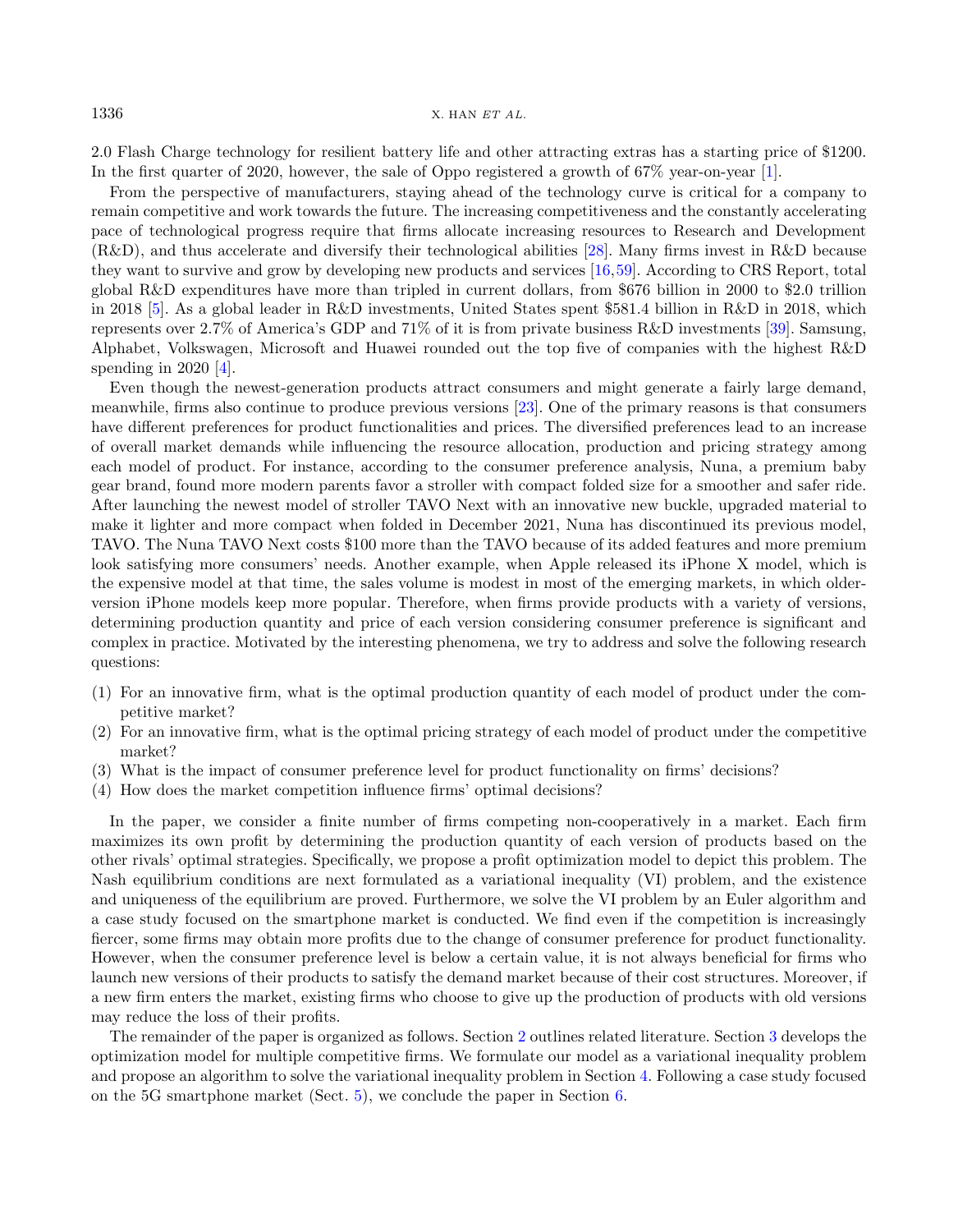2.0 Flash Charge technology for resilient battery life and other attracting extras has a starting price of $1200. In the first quarter of 2020, however, the sale of Oppo registered a growth of 67% year-on-year [1].

From the perspective of manufacturers, staying ahead of the technology curve is critical for a company to remain competitive and work towards the future. The increasing competitiveness and the constantly accelerating pace of technological progress require that firms allocate increasing resources to Research and Development (R&D), and thus accelerate and diversify their technological abilities [28]. Many firms invest in R&D because they want to survive and grow by developing new products and services [16,59]. According to CRS Report, total global R&D expenditures have more than tripled in current dollars, from $676 billion in 2000 to $2.0 trillion in 2018 [5]. As a global leader in R&D investments, United States spent $581.4 billion in R&D in 2018, which represents over 2.7% of America's GDP and 71% of it is from private business R&D investments [39]. Samsung, Alphabet, Volkswagen, Microsoft and Huawei rounded out the top five of companies with the highest R&D spending in 2020 [4].

Even though the newest-generation products attract consumers and might generate a fairly large demand, meanwhile, firms also continue to produce previous versions [23]. One of the primary reasons is that consumers have different preferences for product functionalities and prices. The diversified preferences lead to an increase of overall market demands while influencing the resource allocation, production and pricing strategy among each model of product. For instance, according to the consumer preference analysis, Nuna, a premium baby gear brand, found more modern parents favor a stroller with compact folded size for a smoother and safer ride. After launching the newest model of stroller TAVO Next with an innovative new buckle, upgraded material to make it lighter and more compact when folded in December 2021, Nuna has discontinued its previous model, TAVO. The Nuna TAVO Next costs $100 more than the TAVO because of its added features and more premium look satisfying more consumers' needs. Another example, when Apple released its iPhone X model, which is the expensive model at that time, the sales volume is modest in most of the emerging markets, in which older-version iPhone models keep more popular. Therefore, when firms provide products with a variety of versions, determining production quantity and price of each version considering consumer preference is significant and complex in practice. Motivated by the interesting phenomena, we try to address and solve the following research questions:

(1) For an innovative firm, what is the optimal production quantity of each model of product under the competitive market?
(2) For an innovative firm, what is the optimal pricing strategy of each model of product under the competitive market?
(3) What is the impact of consumer preference level for product functionality on firms' decisions?
(4) How does the market competition influence firms' optimal decisions?

In the paper, we consider a finite number of firms competing non-cooperatively in a market. Each firm maximizes its own profit by determining the production quantity of each version of products based on the other rivals' optimal strategies. Specifically, we propose a profit optimization model to depict this problem. The Nash equilibrium conditions are next formulated as a variational inequality (VI) problem, and the existence and uniqueness of the equilibrium are proved. Furthermore, we solve the VI problem by an Euler algorithm and a case study focused on the smartphone market is conducted. We find even if the competition is increasingly fiercer, some firms may obtain more profits due to the change of consumer preference for product functionality. However, when the consumer preference level is below a certain value, it is not always beneficial for firms who launch new versions of their products to satisfy the demand market because of their cost structures. Moreover, if a new firm enters the market, existing firms who choose to give up the production of products with old versions may reduce the loss of their profits.

The remainder of the paper is organized as follows. Section 2 outlines related literature. Section 3 develops the optimization model for multiple competitive firms. We formulate our model as a variational inequality problem and propose an algorithm to solve the variational inequality problem in Section 4. Following a case study focused on the 5G smartphone market (Sect. 5), we conclude the paper in Section 6.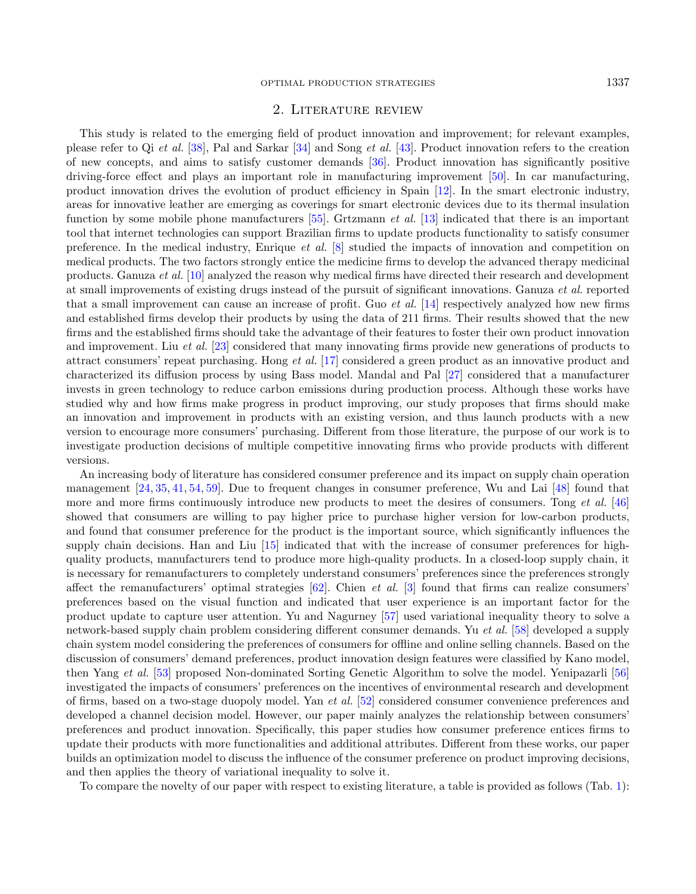## 2. Literature review

This study is related to the emerging field of product innovation and improvement; for relevant examples, please refer to Qi *et al.* [38], Pal and Sarkar [34] and Song *et al.* [43]. Product innovation refers to the creation of new concepts, and aims to satisfy customer demands [36]. Product innovation has significantly positive driving-force effect and plays an important role in manufacturing improvement [50]. In car manufacturing, product innovation drives the evolution of product efficiency in Spain [12]. In the smart electronic industry, areas for innovative leather are emerging as coverings for smart electronic devices due to its thermal insulation function by some mobile phone manufacturers [55]. Grtzmann *et al.* [13] indicated that there is an important tool that internet technologies can support Brazilian firms to update products functionality to satisfy consumer preference. In the medical industry, Enrique *et al.* [8] studied the impacts of innovation and competition on medical products. The two factors strongly entice the medicine firms to develop the advanced therapy medicinal products. Ganuza *et al.* [10] analyzed the reason why medical firms have directed their research and development at small improvements of existing drugs instead of the pursuit of significant innovations. Ganuza *et al.* reported that a small improvement can cause an increase of profit. Guo *et al.* [14] respectively analyzed how new firms and established firms develop their products by using the data of 211 firms. Their results showed that the new firms and the established firms should take the advantage of their features to foster their own product innovation and improvement. Liu *et al.* [23] considered that many innovating firms provide new generations of products to attract consumers' repeat purchasing. Hong *et al.* [17] considered a green product as an innovative product and characterized its diffusion process by using Bass model. Mandal and Pal [27] considered that a manufacturer invests in green technology to reduce carbon emissions during production process. Although these works have studied why and how firms make progress in product improving, our study proposes that firms should make an innovation and improvement in products with an existing version, and thus launch products with a new version to encourage more consumers' purchasing. Different from those literature, the purpose of our work is to investigate production decisions of multiple competitive innovating firms who provide products with different versions.

An increasing body of literature has considered consumer preference and its impact on supply chain operation management [24, 35, 41, 54, 59]. Due to frequent changes in consumer preference, Wu and Lai [48] found that more and more firms continuously introduce new products to meet the desires of consumers. Tong *et al.* [46] showed that consumers are willing to pay higher price to purchase higher version for low-carbon products, and found that consumer preference for the product is the important source, which significantly influences the supply chain decisions. Han and Liu [15] indicated that with the increase of consumer preferences for high-quality products, manufacturers tend to produce more high-quality products. In a closed-loop supply chain, it is necessary for remanufacturers to completely understand consumers' preferences since the preferences strongly affect the remanufacturers' optimal strategies [62]. Chien *et al.* [3] found that firms can realize consumers' preferences based on the visual function and indicated that user experience is an important factor for the product update to capture user attention. Yu and Nagurney [57] used variational inequality theory to solve a network-based supply chain problem considering different consumer demands. Yu *et al.* [58] developed a supply chain system model considering the preferences of consumers for offline and online selling channels. Based on the discussion of consumers' demand preferences, product innovation design features were classified by Kano model, then Yang *et al.* [53] proposed Non-dominated Sorting Genetic Algorithm to solve the model. Yenipazarli [56] investigated the impacts of consumers' preferences on the incentives of environmental research and development of firms, based on a two-stage duopoly model. Yan *et al.* [52] considered consumer convenience preferences and developed a channel decision model. However, our paper mainly analyzes the relationship between consumers' preferences and product innovation. Specifically, this paper studies how consumer preference entices firms to update their products with more functionalities and additional attributes. Different from these works, our paper builds an optimization model to discuss the influence of the consumer preference on product improving decisions, and then applies the theory of variational inequality to solve it.

To compare the novelty of our paper with respect to existing literature, a table is provided as follows (Tab. 1):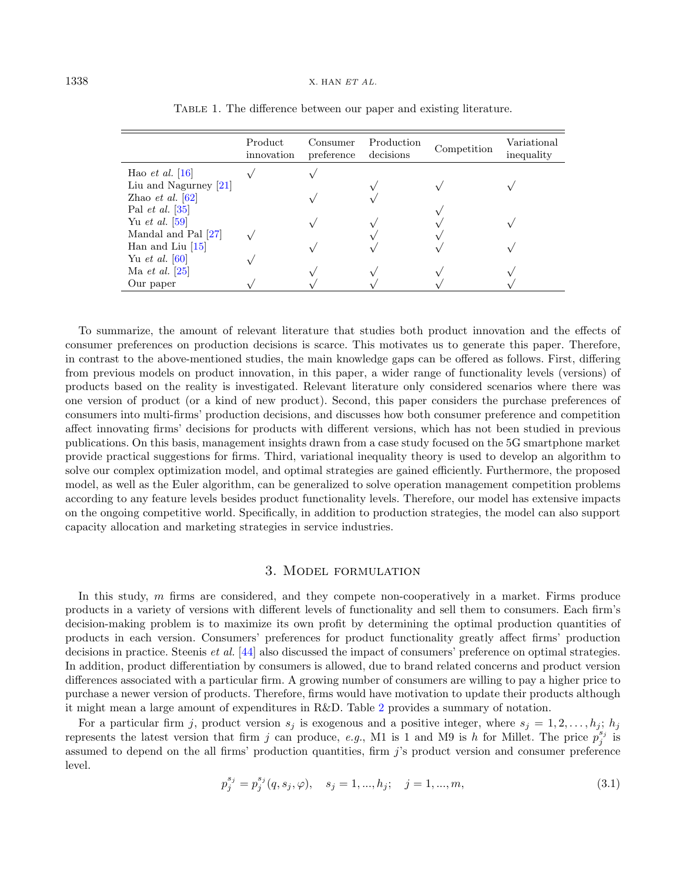Table 1. The difference between our paper and existing literature.

| | Product innovation | Consumer preference | Production decisions | Competition | Variational inequality |
|---|---|---|---|---|---|
| Hao *et al.* [16] | √ | √ | | | |
| Liu and Nagurney [21] | | | √ | √ | √ |
| Zhao *et al.* [62] | | √ | √ | | |
| Pal *et al.* [35] | | | | √ | |
| Yu *et al.* [59] | | √ | √ | √ | √ |
| Mandal and Pal [27] | √ | | √ | √ | |
| Han and Liu [15] | | √ | √ | √ | √ |
| Yu *et al.* [60] | √ | | | | |
| Ma *et al.* [25] | | √ | √ | √ | √ |
| Our paper | √ | √ | √ | √ | √ |

To summarize, the amount of relevant literature that studies both product innovation and the effects of consumer preferences on production decisions is scarce. This motivates us to generate this paper. Therefore, in contrast to the above-mentioned studies, the main knowledge gaps can be offered as follows. First, differing from previous models on product innovation, in this paper, a wider range of functionality levels (versions) of products based on the reality is investigated. Relevant literature only considered scenarios where there was one version of product (or a kind of new product). Second, this paper considers the purchase preferences of consumers into multi-firms' production decisions, and discusses how both consumer preference and competition affect innovating firms' decisions for products with different versions, which has not been studied in previous publications. On this basis, management insights drawn from a case study focused on the 5G smartphone market provide practical suggestions for firms. Third, variational inequality theory is used to develop an algorithm to solve our complex optimization model, and optimal strategies are gained efficiently. Furthermore, the proposed model, as well as the Euler algorithm, can be generalized to solve operation management competition problems according to any feature levels besides product functionality levels. Therefore, our model has extensive impacts on the ongoing competitive world. Specifically, in addition to production strategies, the model can also support capacity allocation and marketing strategies in service industries.

## 3. Model formulation

In this study, $m$ firms are considered, and they compete non-cooperatively in a market. Firms produce products in a variety of versions with different levels of functionality and sell them to consumers. Each firm's decision-making problem is to maximize its own profit by determining the optimal production quantities of products in each version. Consumers' preferences for product functionality greatly affect firms' production decisions in practice. Steenis *et al.* [44] also discussed the impact of consumers' preference on optimal strategies. In addition, product differentiation by consumers is allowed, due to brand related concerns and product version differences associated with a particular firm. A growing number of consumers are willing to pay a higher price to purchase a newer version of products. Therefore, firms would have motivation to update their products although it might mean a large amount of expenditures in R&D. Table 2 provides a summary of notation.

For a particular firm $j$, product version $s_j$ is exogenous and a positive integer, where $s_j = 1, 2, \ldots, h_j$; $h_j$ represents the latest version that firm $j$ can produce, *e.g.*, M1 is 1 and M9 is $h$ for Millet. The price $p_j^{s_j}$ is assumed to depend on the all firms' production quantities, firm $j$'s product version and consumer preference level.

$$p_j^{s_j} = p_j^{s_j}(q, s_j, \varphi), \quad s_j = 1, ..., h_j; \quad j = 1, ..., m, \tag{3.1}$$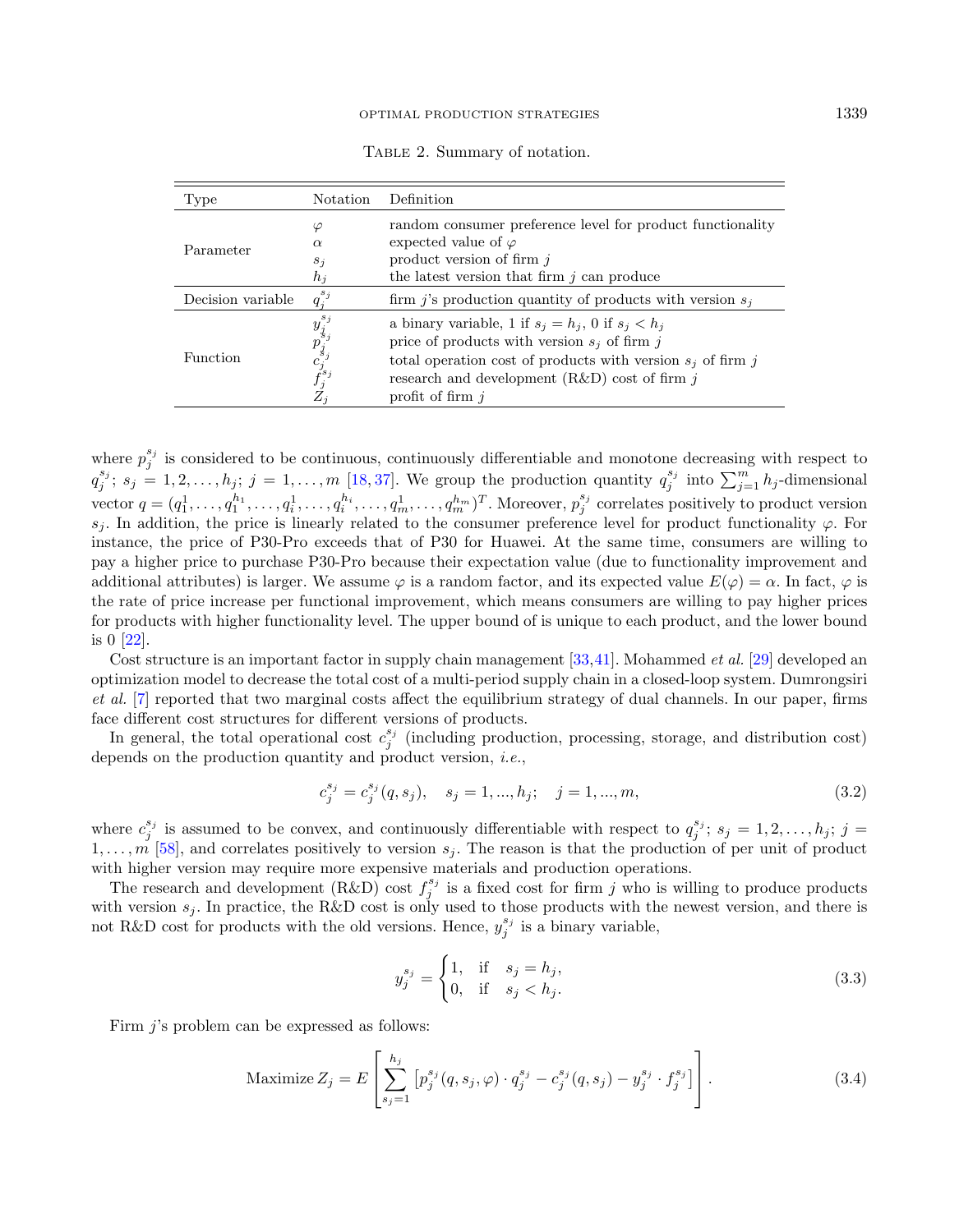Table 2. Summary of notation.

| Type | Notation | Definition |
|---|---|---|
| Parameter | $\varphi$ | random consumer preference level for product functionality |
| | $\alpha$ | expected value of $\varphi$ |
| | $s_j$ | product version of firm $j$ |
| | $h_j$ | the latest version that firm $j$ can produce |
| Decision variable | $q_j^{s_j}$ | firm $j$'s production quantity of products with version $s_j$ |
| Function | $y_j^{s_j}$ | a binary variable, 1 if $s_j = h_j$, 0 if $s_j < h_j$ |
| | $p_j^{s_j}$ | price of products with version $s_j$ of firm $j$ |
| | $c_j^{s_j}$ | total operation cost of products with version $s_j$ of firm $j$ |
| | $f_j^{s_j}$ | research and development (R&D) cost of firm $j$ |
| | $Z_j$ | profit of firm $j$ |

where $p_j^{s_j}$ is considered to be continuous, continuously differentiable and monotone decreasing with respect to $q_j^{s_j}$; $s_j = 1, 2, \ldots, h_j$; $j = 1, \ldots, m$ [18, 37]. We group the production quantity $q_j^{s_j}$ into $\sum_{j=1}^{m} h_j$-dimensional vector $q = (q_1^1, \ldots, q_1^{h_1}, \ldots, q_i^1, \ldots, q_i^{h_i}, \ldots, q_m^1, \ldots, q_m^{h_m})^T$. Moreover, $p_j^{s_j}$ correlates positively to product version $s_j$. In addition, the price is linearly related to the consumer preference level for product functionality $\varphi$. For instance, the price of P30-Pro exceeds that of P30 for Huawei. At the same time, consumers are willing to pay a higher price to purchase P30-Pro because their expectation value (due to functionality improvement and additional attributes) is larger. We assume $\varphi$ is a random factor, and its expected value $E(\varphi) = \alpha$. In fact, $\varphi$ is the rate of price increase per functional improvement, which means consumers are willing to pay higher prices for products with higher functionality level. The upper bound of is unique to each product, and the lower bound is 0 [22].

Cost structure is an important factor in supply chain management [33, 41]. Mohammed *et al.* [29] developed an optimization model to decrease the total cost of a multi-period supply chain in a closed-loop system. Dumrongsiri *et al.* [7] reported that two marginal costs affect the equilibrium strategy of dual channels. In our paper, firms face different cost structures for different versions of products.

In general, the total operational cost $c_j^{s_j}$ (including production, processing, storage, and distribution cost) depends on the production quantity and product version, *i.e.*,

$$c_j^{s_j} = c_j^{s_j}(q, s_j), \quad s_j = 1, ..., h_j; \quad j = 1, ..., m, \tag{3.2}$$

where $c_j^{s_j}$ is assumed to be convex, and continuously differentiable with respect to $q_j^{s_j}$; $s_j = 1, 2, \ldots, h_j$; $j = 1, \ldots, m$ [58], and correlates positively to version $s_j$. The reason is that the production of per unit of product with higher version may require more expensive materials and production operations.

The research and development (R&D) cost $f_j^{s_j}$ is a fixed cost for firm $j$ who is willing to produce products with version $s_j$. In practice, the R&D cost is only used to those products with the newest version, and there is not R&D cost for products with the old versions. Hence, $y_j^{s_j}$ is a binary variable,

$$y_j^{s_j} = \begin{cases} 1, & \text{if} \quad s_j = h_j, \\ 0, & \text{if} \quad s_j < h_j. \end{cases} \tag{3.3}$$

Firm $j$'s problem can be expressed as follows:

$$\text{Maximize } Z_j = E\left[\sum_{s_j=1}^{h_j} \left[p_j^{s_j}(q, s_j, \varphi) \cdot q_j^{s_j} - c_j^{s_j}(q, s_j) - y_j^{s_j} \cdot f_j^{s_j}\right]\right]. \tag{3.4}$$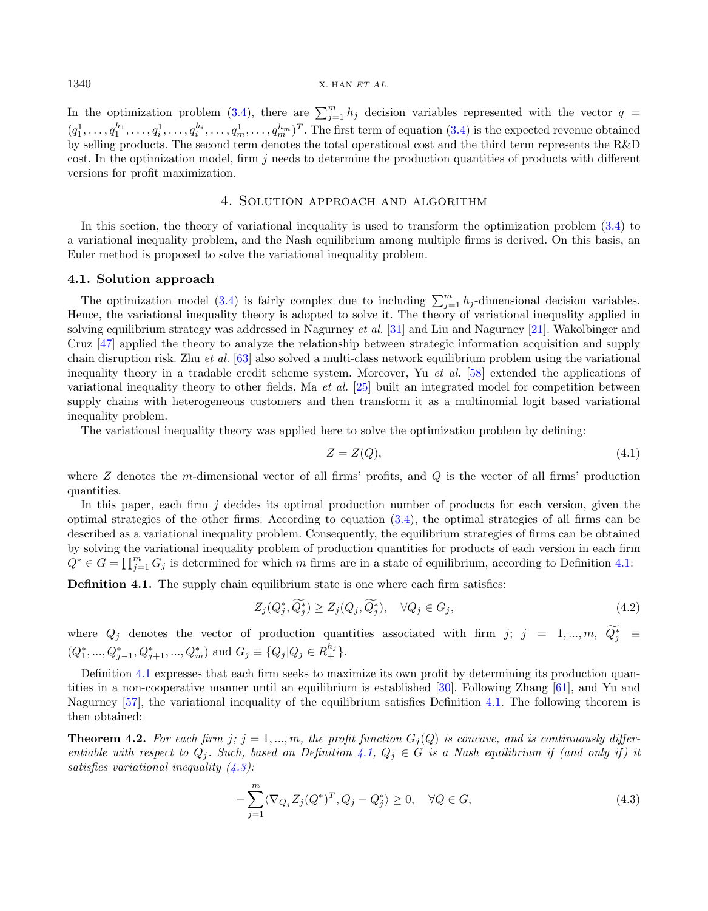In the optimization problem (3.4), there are $\sum_{j=1}^{m} h_j$ decision variables represented with the vector $q = (q_1^1, \ldots, q_1^{h_1}, \ldots, q_i^1, \ldots, q_i^{h_i}, \ldots, q_m^1, \ldots, q_m^{h_m})^T$. The first term of equation (3.4) is the expected revenue obtained by selling products. The second term denotes the total operational cost and the third term represents the R&D cost. In the optimization model, firm $j$ needs to determine the production quantities of products with different versions for profit maximization.

## 4. Solution approach and algorithm

In this section, the theory of variational inequality is used to transform the optimization problem (3.4) to a variational inequality problem, and the Nash equilibrium among multiple firms is derived. On this basis, an Euler method is proposed to solve the variational inequality problem.

### 4.1. Solution approach

The optimization model (3.4) is fairly complex due to including $\sum_{j=1}^{m} h_j$-dimensional decision variables. Hence, the variational inequality theory is adopted to solve it. The theory of variational inequality applied in solving equilibrium strategy was addressed in Nagurney *et al.* [31] and Liu and Nagurney [21]. Wakolbinger and Cruz [47] applied the theory to analyze the relationship between strategic information acquisition and supply chain disruption risk. Zhu *et al.* [63] also solved a multi-class network equilibrium problem using the variational inequality theory in a tradable credit scheme system. Moreover, Yu *et al.* [58] extended the applications of variational inequality theory to other fields. Ma *et al.* [25] built an integrated model for competition between supply chains with heterogeneous customers and then transform it as a multinomial logit based variational inequality problem.

The variational inequality theory was applied here to solve the optimization problem by defining:

$$Z = Z(Q), \tag{4.1}$$

where $Z$ denotes the $m$-dimensional vector of all firms' profits, and $Q$ is the vector of all firms' production quantities.

In this paper, each firm $j$ decides its optimal production number of products for each version, given the optimal strategies of the other firms. According to equation (3.4), the optimal strategies of all firms can be described as a variational inequality problem. Consequently, the equilibrium strategies of firms can be obtained by solving the variational inequality problem of production quantities for products of each version in each firm $Q^* \in G = \prod_{j=1}^{m} G_j$ is determined for which $m$ firms are in a state of equilibrium, according to Definition 4.1:

**Definition 4.1.** The supply chain equilibrium state is one where each firm satisfies:

$$Z_j(Q_j^*, \widetilde{Q_j^*}) \geq Z_j(Q_j, \widetilde{Q_j^*}), \quad \forall Q_j \in G_j, \tag{4.2}$$

where $Q_j$ denotes the vector of production quantities associated with firm $j$; $j = 1, ..., m$, $\widetilde{Q_j^*} \equiv (Q_1^*, ..., Q_{j-1}^*, Q_{j+1}^*, ..., Q_m^*)$ and $G_j \equiv \{Q_j | Q_j \in R_+^{h_j}\}$.

Definition 4.1 expresses that each firm seeks to maximize its own profit by determining its production quantities in a non-cooperative manner until an equilibrium is established [30]. Following Zhang [61], and Yu and Nagurney [57], the variational inequality of the equilibrium satisfies Definition 4.1. The following theorem is then obtained:

**Theorem 4.2.** *For each firm $j$; $j = 1, ..., m$, the profit function $G_j(Q)$ is concave, and is continuously differentiable with respect to $Q_j$. Such, based on Definition 4.1, $Q_j \in G$ is a Nash equilibrium if (and only if) it satisfies variational inequality (4.3):*

$$-\sum_{j=1}^{m} \langle \nabla_{Q_j} Z_j(Q^*)^T, Q_j - Q_j^* \rangle \geq 0, \quad \forall Q \in G, \tag{4.3}$$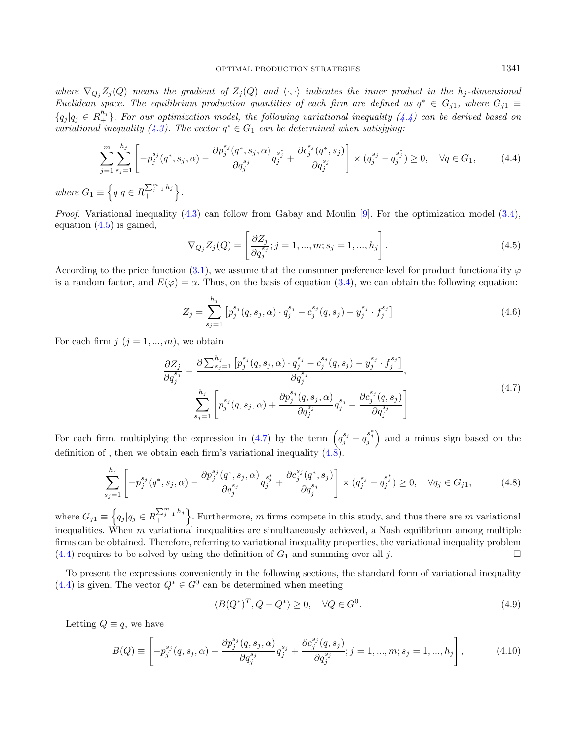*where $\nabla_{Q_j} Z_j(Q)$ means the gradient of $Z_j(Q)$ and $\langle \cdot, \cdot \rangle$ indicates the inner product in the $h_j$-dimensional Euclidean space. The equilibrium production quantities of each firm are defined as $q^* \in G_{j1}$, where $G_{j1} \equiv \{q_j | q_j \in R_+^{h_j}\}$. For our optimization model, the following variational inequality (4.4) can be derived based on variational inequality (4.3). The vector $q^* \in G_1$ can be determined when satisfying:*

$$\sum_{j=1}^{m} \sum_{s_j=1}^{h_j} \left[ -p_j^{s_j}(q^*, s_j, \alpha) - \frac{\partial p_j^{s_j}(q^*, s_j, \alpha)}{\partial q_j^{s_j}} q_j^{s_j^*} + \frac{\partial c_j^{s_j}(q^*, s_j)}{\partial q_j^{s_j}} \right] \times (q_j^{s_j} - q_j^{s_j^*}) \geq 0, \quad \forall q \in G_1, \tag{4.4}$$

*where* $G_1 \equiv \left\{ q | q \in R_+^{\sum_{j=1}^{m} h_j} \right\}$.

*Proof.* Variational inequality (4.3) can follow from Gabay and Moulin [9]. For the optimization model (3.4), equation (4.5) is gained,

$$\nabla_{Q_j} Z_j(Q) = \left[ \frac{\partial Z_j}{\partial q_j^{s_j}}; j = 1, ..., m; s_j = 1, ..., h_j \right]. \tag{4.5}$$

According to the price function (3.1), we assume that the consumer preference level for product functionality $\varphi$ is a random factor, and $E(\varphi) = \alpha$. Thus, on the basis of equation (3.4), we can obtain the following equation:

$$Z_j = \sum_{s_j=1}^{h_j} \left[ p_j^{s_j}(q, s_j, \alpha) \cdot q_j^{s_j} - c_j^{s_j}(q, s_j) - y_j^{s_j} \cdot f_j^{s_j} \right] \tag{4.6}$$

For each firm $j$ $(j = 1, ..., m)$, we obtain

$$\begin{aligned} \frac{\partial Z_j}{\partial q_j^{s_j}} &= \frac{\partial \sum_{s_j=1}^{h_j} \left[ p_j^{s_j}(q, s_j, \alpha) \cdot q_j^{s_j} - c_j^{s_j}(q, s_j) - y_j^{s_j} \cdot f_j^{s_j} \right]}{\partial q_j^{s_j}}, \\ &\sum_{s_j=1}^{h_j} \left[ p_j^{s_j}(q, s_j, \alpha) + \frac{\partial p_j^{s_j}(q, s_j, \alpha)}{\partial q_j^{s_j}} q_j^{s_j} - \frac{\partial c_j^{s_j}(q, s_j)}{\partial q_j^{s_j}} \right]. \end{aligned} \tag{4.7}$$

For each firm, multiplying the expression in (4.7) by the term $\left(q_j^{s_j} - q_j^{s_j^*}\right)$ and a minus sign based on the definition of , then we obtain each firm's variational inequality (4.8).

$$\sum_{s_j=1}^{h_j} \left[ -p_j^{s_j}(q^*, s_j, \alpha) - \frac{\partial p_j^{s_j}(q^*, s_j, \alpha)}{\partial q_j^{s_j}} q_j^{s_j^*} + \frac{\partial c_j^{s_j}(q^*, s_j)}{\partial q_j^{s_j}} \right] \times (q_j^{s_j} - q_j^{s_j^*}) \geq 0, \quad \forall q_j \in G_{j1}, \tag{4.8}$$

where $G_{j1} \equiv \left\{ q_j | q_j \in R_+^{\sum_{j=1}^{m} h_j} \right\}$. Furthermore, $m$ firms compete in this study, and thus there are $m$ variational inequalities. When $m$ variational inequalities are simultaneously achieved, a Nash equilibrium among multiple firms can be obtained. Therefore, referring to variational inequality properties, the variational inequality problem (4.4) requires to be solved by using the definition of $G_1$ and summing over all $j$. □

To present the expressions conveniently in the following sections, the standard form of variational inequality (4.4) is given. The vector $Q^* \in G^0$ can be determined when meeting

$$\langle B(Q^*)^T, Q - Q^* \rangle \geq 0, \quad \forall Q \in G^0. \tag{4.9}$$

Letting $Q \equiv q$, we have

$$B(Q) \equiv \left[ -p_j^{s_j}(q, s_j, \alpha) - \frac{\partial p_j^{s_j}(q, s_j, \alpha)}{\partial q_j^{s_j}} q_j^{s_j} + \frac{\partial c_j^{s_j}(q, s_j)}{\partial q_j^{s_j}}; j = 1, ..., m; s_j = 1, ..., h_j \right], \tag{4.10}$$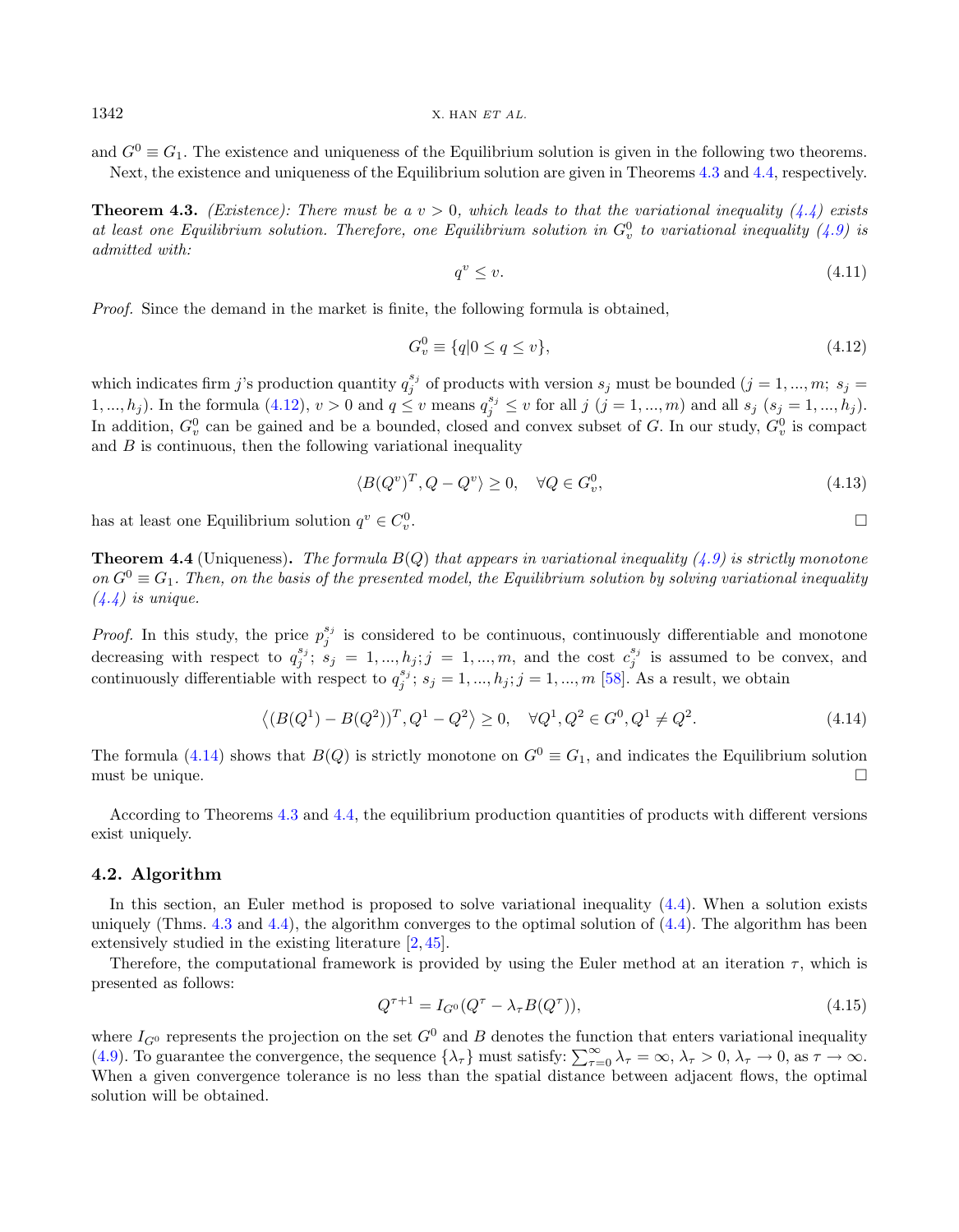and $G^0 \equiv G_1$. The existence and uniqueness of the Equilibrium solution is given in the following two theorems.

Next, the existence and uniqueness of the Equilibrium solution are given in Theorems 4.3 and 4.4, respectively.

**Theorem 4.3.** *(Existence): There must be a $v > 0$, which leads to that the variational inequality (4.4) exists at least one Equilibrium solution. Therefore, one Equilibrium solution in $G_v^0$ to variational inequality (4.9) is admitted with:*

$$q^v \leq v. \tag{4.11}$$

*Proof.* Since the demand in the market is finite, the following formula is obtained,

$$G_v^0 \equiv \{q | 0 \leq q \leq v\}, \tag{4.12}$$

which indicates firm $j$'s production quantity $q_j^{s_j}$ of products with version $s_j$ must be bounded ($j = 1, ..., m;\ s_j = 1, ..., h_j$). In the formula (4.12), $v > 0$ and $q \leq v$ means $q_j^{s_j} \leq v$ for all $j$ ($j = 1, ..., m$) and all $s_j$ ($s_j = 1, ..., h_j$). In addition, $G_v^0$ can be gained and be a bounded, closed and convex subset of $G$. In our study, $G_v^0$ is compact and $B$ is continuous, then the following variational inequality

$$\langle B(Q^v)^T, Q - Q^v \rangle \geq 0, \quad \forall Q \in G_v^0, \tag{4.13}$$

has at least one Equilibrium solution $q^v \in C_v^0$. □

**Theorem 4.4** (Uniqueness)**.** *The formula $B(Q)$ that appears in variational inequality (4.9) is strictly monotone on $G^0 \equiv G_1$. Then, on the basis of the presented model, the Equilibrium solution by solving variational inequality (4.4) is unique.*

*Proof.* In this study, the price $p_j^{s_j}$ is considered to be continuous, continuously differentiable and monotone decreasing with respect to $q_j^{s_j}$; $s_j = 1, ..., h_j; j = 1, ..., m$, and the cost $c_j^{s_j}$ is assumed to be convex, and continuously differentiable with respect to $q_j^{s_j}$; $s_j = 1, ..., h_j; j = 1, ..., m$ [58]. As a result, we obtain

$$\left\langle (B(Q^1) - B(Q^2))^T, Q^1 - Q^2 \right\rangle \geq 0, \quad \forall Q^1, Q^2 \in G^0, Q^1 \neq Q^2. \tag{4.14}$$

The formula (4.14) shows that $B(Q)$ is strictly monotone on $G^0 \equiv G_1$, and indicates the Equilibrium solution must be unique. □

According to Theorems 4.3 and 4.4, the equilibrium production quantities of products with different versions exist uniquely.

### 4.2. Algorithm

In this section, an Euler method is proposed to solve variational inequality (4.4). When a solution exists uniquely (Thms. 4.3 and 4.4), the algorithm converges to the optimal solution of (4.4). The algorithm has been extensively studied in the existing literature [2, 45].

Therefore, the computational framework is provided by using the Euler method at an iteration $\tau$, which is presented as follows:

$$Q^{\tau+1} = I_{G^0}(Q^\tau - \lambda_\tau B(Q^\tau)), \tag{4.15}$$

where $I_{G^0}$ represents the projection on the set $G^0$ and $B$ denotes the function that enters variational inequality (4.9). To guarantee the convergence, the sequence $\{\lambda_\tau\}$ must satisfy: $\sum_{\tau=0}^{\infty} \lambda_\tau = \infty$, $\lambda_\tau > 0$, $\lambda_\tau \to 0$, as $\tau \to \infty$. When a given convergence tolerance is no less than the spatial distance between adjacent flows, the optimal solution will be obtained.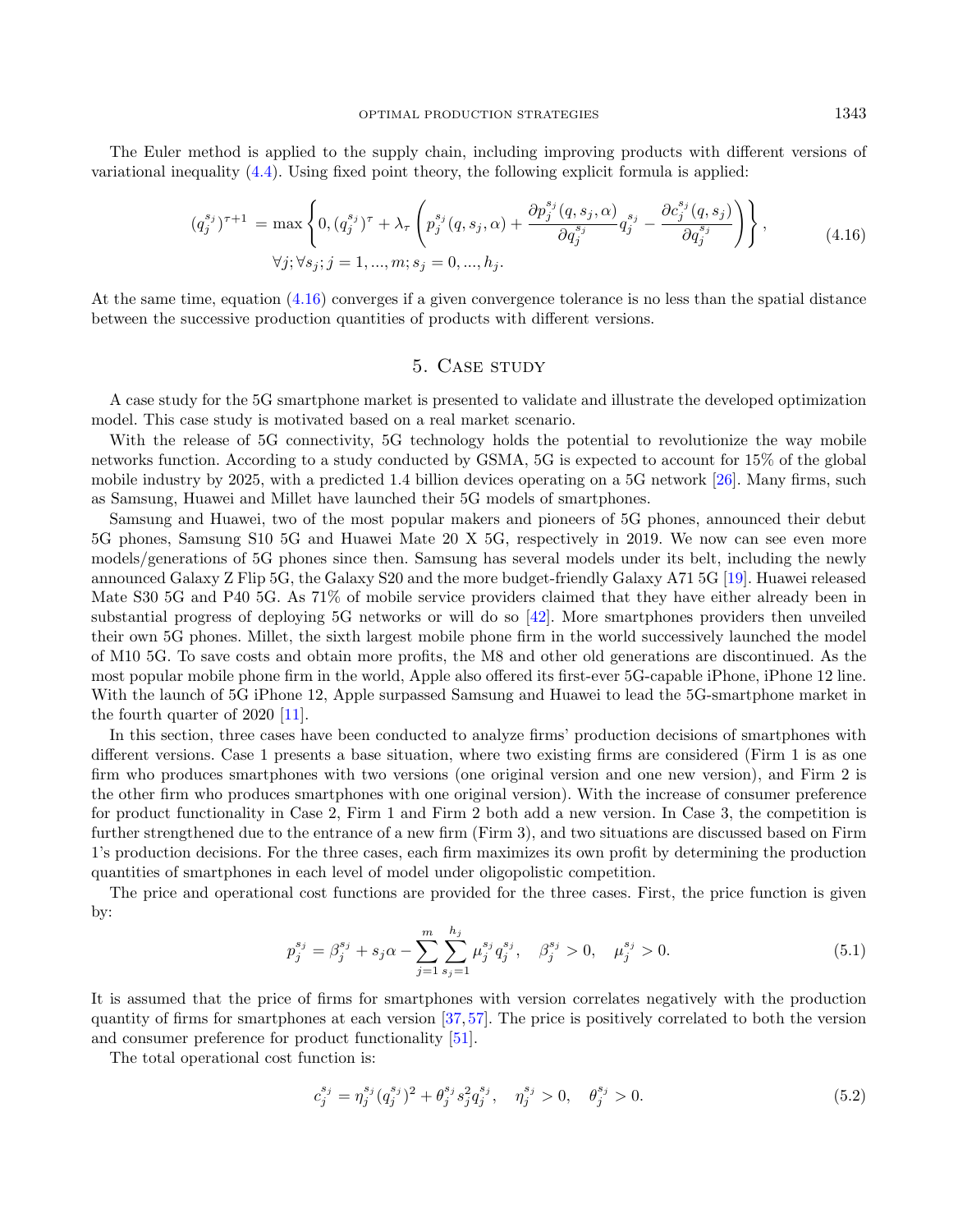The Euler method is applied to the supply chain, including improving products with different versions of variational inequality (4.4). Using fixed point theory, the following explicit formula is applied:

$$(q_j^{s_j})^{\tau+1} = \max\left\{0, (q_j^{s_j})^{\tau} + \lambda_\tau \left(p_j^{s_j}(q, s_j, \alpha) + \frac{\partial p_j^{s_j}(q, s_j, \alpha)}{\partial q_j^{s_j}} q_j^{s_j} - \frac{\partial c_j^{s_j}(q, s_j)}{\partial q_j^{s_j}}\right)\right\}, \quad \forall j; \forall s_j; j = 1, ..., m; s_j = 0, ..., h_j. \tag{4.16}$$

At the same time, equation (4.16) converges if a given convergence tolerance is no less than the spatial distance between the successive production quantities of products with different versions.

## 5. Case study

A case study for the 5G smartphone market is presented to validate and illustrate the developed optimization model. This case study is motivated based on a real market scenario.

With the release of 5G connectivity, 5G technology holds the potential to revolutionize the way mobile networks function. According to a study conducted by GSMA, 5G is expected to account for 15% of the global mobile industry by 2025, with a predicted 1.4 billion devices operating on a 5G network [26]. Many firms, such as Samsung, Huawei and Millet have launched their 5G models of smartphones.

Samsung and Huawei, two of the most popular makers and pioneers of 5G phones, announced their debut 5G phones, Samsung S10 5G and Huawei Mate 20 X 5G, respectively in 2019. We now can see even more models/generations of 5G phones since then. Samsung has several models under its belt, including the newly announced Galaxy Z Flip 5G, the Galaxy S20 and the more budget-friendly Galaxy A71 5G [19]. Huawei released Mate S30 5G and P40 5G. As 71% of mobile service providers claimed that they have either already been in substantial progress of deploying 5G networks or will do so [42]. More smartphones providers then unveiled their own 5G phones. Millet, the sixth largest mobile phone firm in the world successively launched the model of M10 5G. To save costs and obtain more profits, the M8 and other old generations are discontinued. As the most popular mobile phone firm in the world, Apple also offered its first-ever 5G-capable iPhone, iPhone 12 line. With the launch of 5G iPhone 12, Apple surpassed Samsung and Huawei to lead the 5G-smartphone market in the fourth quarter of 2020 [11].

In this section, three cases have been conducted to analyze firms' production decisions of smartphones with different versions. Case 1 presents a base situation, where two existing firms are considered (Firm 1 is as one firm who produces smartphones with two versions (one original version and one new version), and Firm 2 is the other firm who produces smartphones with one original version). With the increase of consumer preference for product functionality in Case 2, Firm 1 and Firm 2 both add a new version. In Case 3, the competition is further strengthened due to the entrance of a new firm (Firm 3), and two situations are discussed based on Firm 1's production decisions. For the three cases, each firm maximizes its own profit by determining the production quantities of smartphones in each level of model under oligopolistic competition.

The price and operational cost functions are provided for the three cases. First, the price function is given by:

$$p_j^{s_j} = \beta_j^{s_j} + s_j\alpha - \sum_{j=1}^{m}\sum_{s_j=1}^{h_j} \mu_j^{s_j} q_j^{s_j}, \quad \beta_j^{s_j} > 0, \quad \mu_j^{s_j} > 0. \tag{5.1}$$

It is assumed that the price of firms for smartphones with version correlates negatively with the production quantity of firms for smartphones at each version [37, 57]. The price is positively correlated to both the version and consumer preference for product functionality [51].

The total operational cost function is:

$$c_j^{s_j} = \eta_j^{s_j}(q_j^{s_j})^2 + \theta_j^{s_j} s_j^2 q_j^{s_j}, \quad \eta_j^{s_j} > 0, \quad \theta_j^{s_j} > 0. \tag{5.2}$$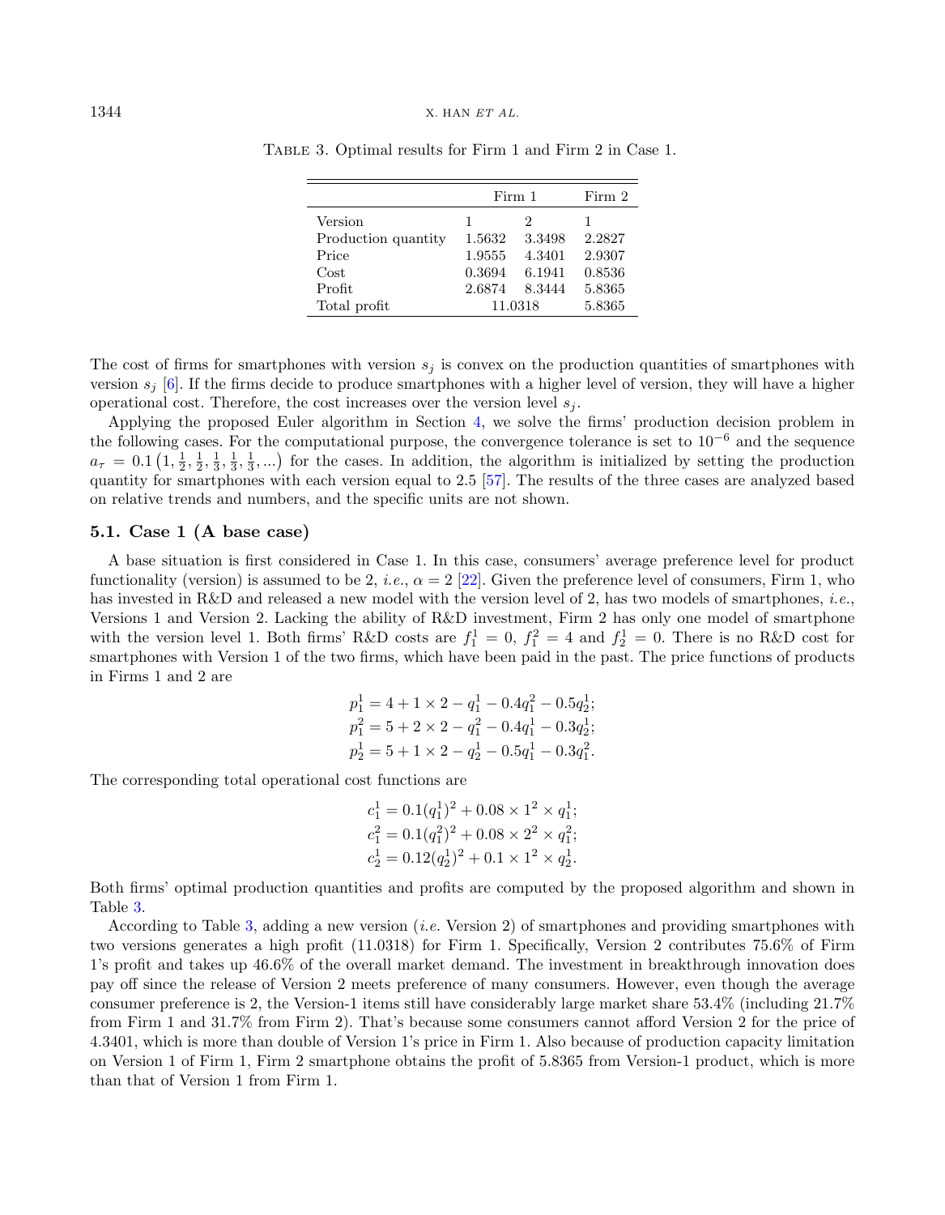Table 3. Optimal results for Firm 1 and Firm 2 in Case 1.

| | Firm 1 | | Firm 2 |
|---|---|---|---|
| Version | 1 | 2 | 1 |
| Production quantity | 1.5632 | 3.3498 | 2.2827 |
| Price | 1.9555 | 4.3401 | 2.9307 |
| Cost | 0.3694 | 6.1941 | 0.8536 |
| Profit | 2.6874 | 8.3444 | 5.8365 |
| Total profit | 11.0318 | | 5.8365 |

The cost of firms for smartphones with version $s_j$ is convex on the production quantities of smartphones with version $s_j$ [6]. If the firms decide to produce smartphones with a higher level of version, they will have a higher operational cost. Therefore, the cost increases over the version level $s_j$.

Applying the proposed Euler algorithm in Section 4, we solve the firms' production decision problem in the following cases. For the computational purpose, the convergence tolerance is set to $10^{-6}$ and the sequence $a_\tau = 0.1\left(1, \frac{1}{2}, \frac{1}{2}, \frac{1}{3}, \frac{1}{3}, \frac{1}{3}, ...\right)$ for the cases. In addition, the algorithm is initialized by setting the production quantity for smartphones with each version equal to 2.5 [57]. The results of the three cases are analyzed based on relative trends and numbers, and the specific units are not shown.

### 5.1. Case 1 (A base case)

A base situation is first considered in Case 1. In this case, consumers' average preference level for product functionality (version) is assumed to be 2, *i.e.*, $\alpha = 2$ [22]. Given the preference level of consumers, Firm 1, who has invested in R&D and released a new model with the version level of 2, has two models of smartphones, *i.e.*, Versions 1 and Version 2. Lacking the ability of R&D investment, Firm 2 has only one model of smartphone with the version level 1. Both firms' R&D costs are $f_1^1 = 0$, $f_1^2 = 4$ and $f_2^1 = 0$. There is no R&D cost for smartphones with Version 1 of the two firms, which have been paid in the past. The price functions of products in Firms 1 and 2 are

$$p_1^1 = 4 + 1 \times 2 - q_1^1 - 0.4q_1^2 - 0.5q_2^1;$$
$$p_1^2 = 5 + 2 \times 2 - q_1^2 - 0.4q_1^1 - 0.3q_2^1;$$
$$p_2^1 = 5 + 1 \times 2 - q_2^1 - 0.5q_1^1 - 0.3q_1^2.$$

The corresponding total operational cost functions are

$$c_1^1 = 0.1(q_1^1)^2 + 0.08 \times 1^2 \times q_1^1;$$
$$c_1^2 = 0.1(q_1^2)^2 + 0.08 \times 2^2 \times q_1^2;$$
$$c_2^1 = 0.12(q_2^1)^2 + 0.1 \times 1^2 \times q_2^1.$$

Both firms' optimal production quantities and profits are computed by the proposed algorithm and shown in Table 3.

According to Table 3, adding a new version (*i.e.* Version 2) of smartphones and providing smartphones with two versions generates a high profit (11.0318) for Firm 1. Specifically, Version 2 contributes 75.6% of Firm 1's profit and takes up 46.6% of the overall market demand. The investment in breakthrough innovation does pay off since the release of Version 2 meets preference of many consumers. However, even though the average consumer preference is 2, the Version-1 items still have considerably large market share 53.4% (including 21.7% from Firm 1 and 31.7% from Firm 2). That's because some consumers cannot afford Version 2 for the price of 4.3401, which is more than double of Version 1's price in Firm 1. Also because of production capacity limitation on Version 1 of Firm 1, Firm 2 smartphone obtains the profit of 5.8365 from Version-1 product, which is more than that of Version 1 from Firm 1.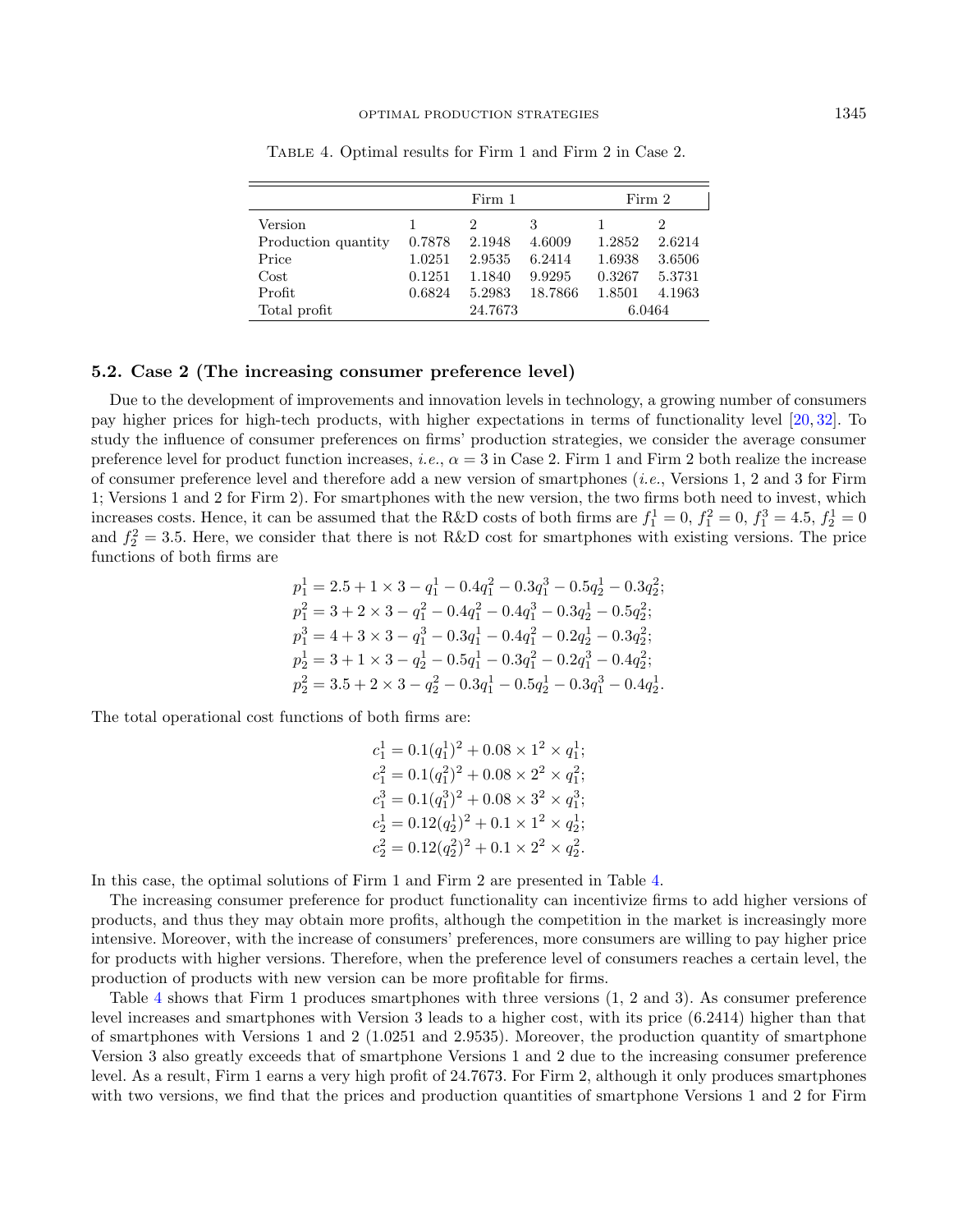Table 4. Optimal results for Firm 1 and Firm 2 in Case 2.

| | Firm 1 | | | Firm 2 | |
|---|---|---|---|---|---|
| Version | 1 | 2 | 3 | 1 | 2 |
| Production quantity | 0.7878 | 2.1948 | 4.6009 | 1.2852 | 2.6214 |
| Price | 1.0251 | 2.9535 | 6.2414 | 1.6938 | 3.6506 |
| Cost | 0.1251 | 1.1840 | 9.9295 | 0.3267 | 5.3731 |
| Profit | 0.6824 | 5.2983 | 18.7866 | 1.8501 | 4.1963 |
| Total profit | | 24.7673 | | 6.0464 | |

### 5.2. Case 2 (The increasing consumer preference level)

Due to the development of improvements and innovation levels in technology, a growing number of consumers pay higher prices for high-tech products, with higher expectations in terms of functionality level [20, 32]. To study the influence of consumer preferences on firms' production strategies, we consider the average consumer preference level for product function increases, *i.e.*, $\alpha = 3$ in Case 2. Firm 1 and Firm 2 both realize the increase of consumer preference level and therefore add a new version of smartphones (*i.e.*, Versions 1, 2 and 3 for Firm 1; Versions 1 and 2 for Firm 2). For smartphones with the new version, the two firms both need to invest, which increases costs. Hence, it can be assumed that the R&D costs of both firms are $f_1^1 = 0$, $f_1^2 = 0$, $f_1^3 = 4.5$, $f_2^1 = 0$ and $f_2^2 = 3.5$. Here, we consider that there is not R&D cost for smartphones with existing versions. The price functions of both firms are

$$p_1^1 = 2.5 + 1 \times 3 - q_1^1 - 0.4q_1^2 - 0.3q_1^3 - 0.5q_2^1 - 0.3q_2^2;$$
$$p_1^2 = 3 + 2 \times 3 - q_1^2 - 0.4q_1^2 - 0.4q_1^3 - 0.3q_2^1 - 0.5q_2^2;$$
$$p_1^3 = 4 + 3 \times 3 - q_1^3 - 0.3q_1^1 - 0.4q_1^2 - 0.2q_2^1 - 0.3q_2^2;$$
$$p_2^1 = 3 + 1 \times 3 - q_2^1 - 0.5q_1^1 - 0.3q_1^2 - 0.2q_1^3 - 0.4q_2^2;$$
$$p_2^2 = 3.5 + 2 \times 3 - q_2^2 - 0.3q_1^1 - 0.5q_2^1 - 0.3q_1^3 - 0.4q_2^1.$$

The total operational cost functions of both firms are:

$$c_1^1 = 0.1(q_1^1)^2 + 0.08 \times 1^2 \times q_1^1;$$
$$c_1^2 = 0.1(q_1^2)^2 + 0.08 \times 2^2 \times q_1^2;$$
$$c_1^3 = 0.1(q_1^3)^2 + 0.08 \times 3^2 \times q_1^3;$$
$$c_2^1 = 0.12(q_2^1)^2 + 0.1 \times 1^2 \times q_2^1;$$
$$c_2^2 = 0.12(q_2^2)^2 + 0.1 \times 2^2 \times q_2^2.$$

In this case, the optimal solutions of Firm 1 and Firm 2 are presented in Table 4.

The increasing consumer preference for product functionality can incentivize firms to add higher versions of products, and thus they may obtain more profits, although the competition in the market is increasingly more intensive. Moreover, with the increase of consumers' preferences, more consumers are willing to pay higher price for products with higher versions. Therefore, when the preference level of consumers reaches a certain level, the production of products with new version can be more profitable for firms.

Table 4 shows that Firm 1 produces smartphones with three versions (1, 2 and 3). As consumer preference level increases and smartphones with Version 3 leads to a higher cost, with its price (6.2414) higher than that of smartphones with Versions 1 and 2 (1.0251 and 2.9535). Moreover, the production quantity of smartphone Version 3 also greatly exceeds that of smartphone Versions 1 and 2 due to the increasing consumer preference level. As a result, Firm 1 earns a very high profit of 24.7673. For Firm 2, although it only produces smartphones with two versions, we find that the prices and production quantities of smartphone Versions 1 and 2 for Firm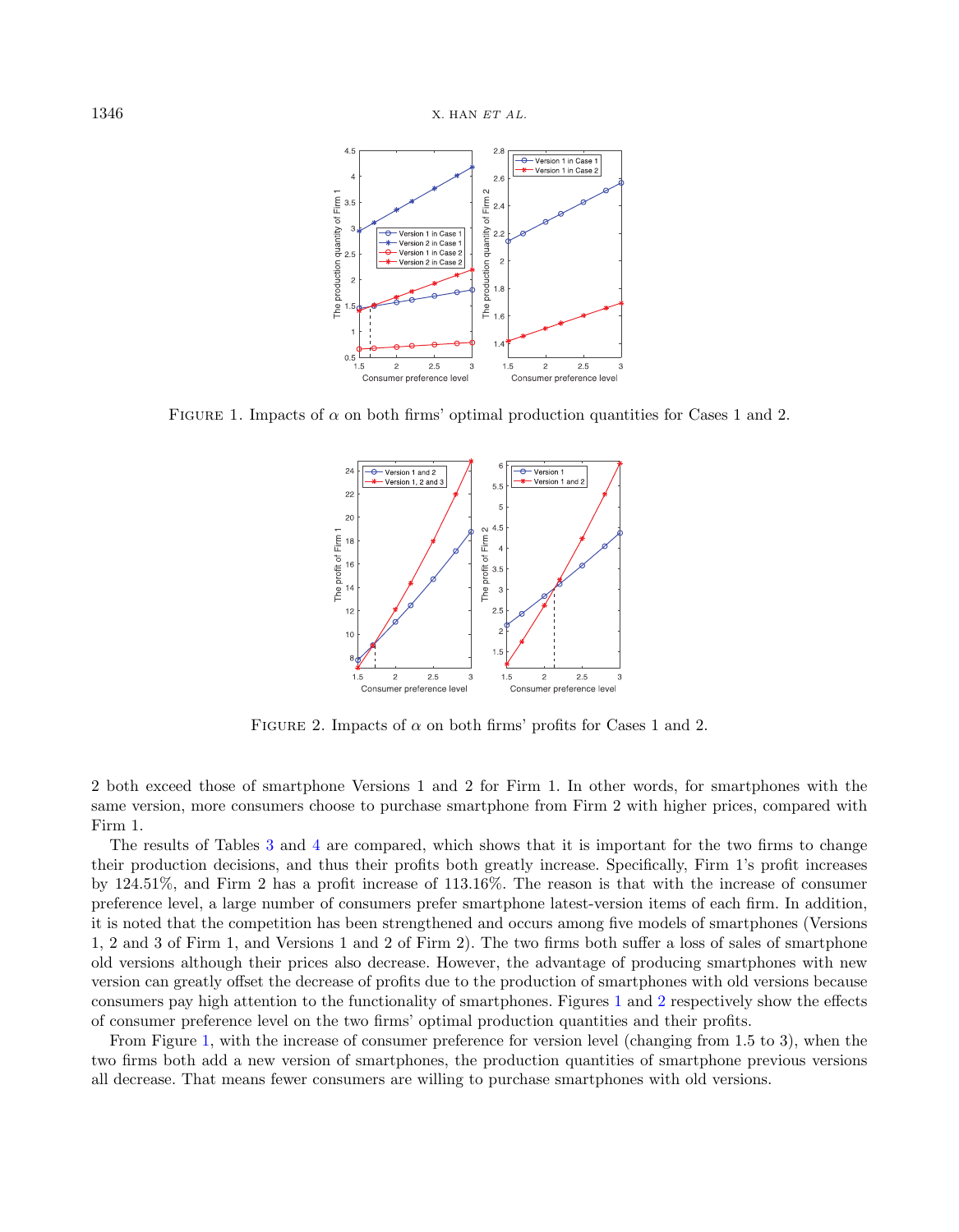FIGURE 1. Impacts of $\alpha$ on both firms' optimal production quantities for Cases 1 and 2.

FIGURE 2. Impacts of $\alpha$ on both firms' profits for Cases 1 and 2.

2 both exceed those of smartphone Versions 1 and 2 for Firm 1. In other words, for smartphones with the same version, more consumers choose to purchase smartphone from Firm 2 with higher prices, compared with Firm 1.

The results of Tables 3 and 4 are compared, which shows that it is important for the two firms to change their production decisions, and thus their profits both greatly increase. Specifically, Firm 1's profit increases by 124.51%, and Firm 2 has a profit increase of 113.16%. The reason is that with the increase of consumer preference level, a large number of consumers prefer smartphone latest-version items of each firm. In addition, it is noted that the competition has been strengthened and occurs among five models of smartphones (Versions 1, 2 and 3 of Firm 1, and Versions 1 and 2 of Firm 2). The two firms both suffer a loss of sales of smartphone old versions although their prices also decrease. However, the advantage of producing smartphones with new version can greatly offset the decrease of profits due to the production of smartphones with old versions because consumers pay high attention to the functionality of smartphones. Figures 1 and 2 respectively show the effects of consumer preference level on the two firms' optimal production quantities and their profits.

From Figure 1, with the increase of consumer preference for version level (changing from 1.5 to 3), when the two firms both add a new version of smartphones, the production quantities of smartphone previous versions all decrease. That means fewer consumers are willing to purchase smartphones with old versions.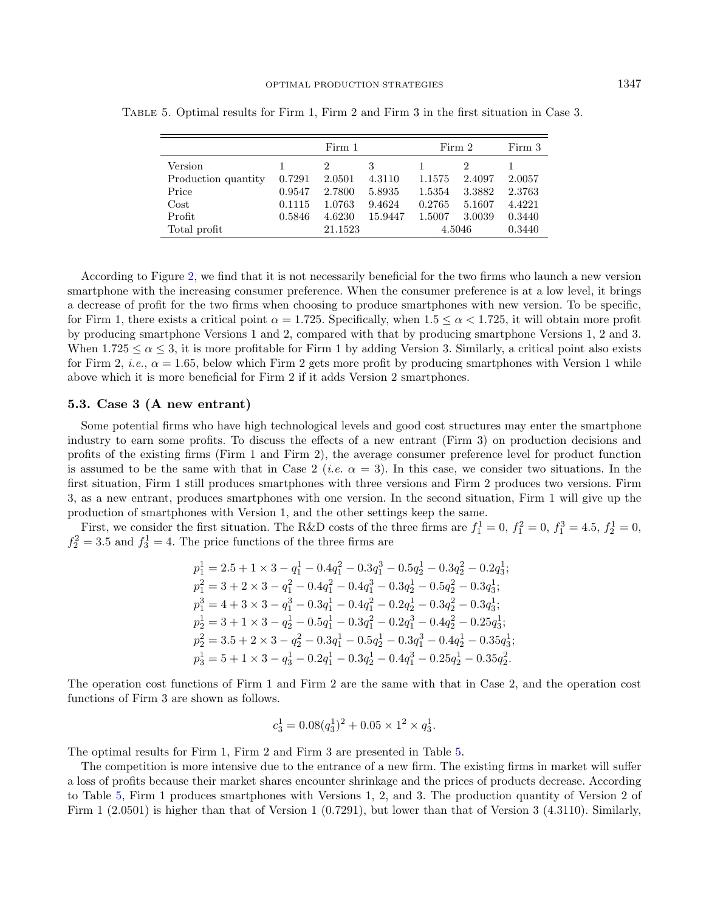Table 5. Optimal results for Firm 1, Firm 2 and Firm 3 in the first situation in Case 3.

| | Firm 1 | | | Firm 2 | | Firm 3 |
|---|---|---|---|---|---|---|
| Version | 1 | 2 | 3 | 1 | 2 | 1 |
| Production quantity | 0.7291 | 2.0501 | 4.3110 | 1.1575 | 2.4097 | 2.0057 |
| Price | 0.9547 | 2.7800 | 5.8935 | 1.5354 | 3.3882 | 2.3763 |
| Cost | 0.1115 | 1.0763 | 9.4624 | 0.2765 | 5.1607 | 4.4221 |
| Profit | 0.5846 | 4.6230 | 15.9447 | 1.5007 | 3.0039 | 0.3440 |
| Total profit | | 21.1523 | | 4.5046 | | 0.3440 |

According to Figure 2, we find that it is not necessarily beneficial for the two firms who launch a new version smartphone with the increasing consumer preference. When the consumer preference is at a low level, it brings a decrease of profit for the two firms when choosing to produce smartphones with new version. To be specific, for Firm 1, there exists a critical point $\alpha = 1.725$. Specifically, when $1.5 \leq \alpha < 1.725$, it will obtain more profit by producing smartphone Versions 1 and 2, compared with that by producing smartphone Versions 1, 2 and 3. When $1.725 \leq \alpha \leq 3$, it is more profitable for Firm 1 by adding Version 3. Similarly, a critical point also exists for Firm 2, *i.e.*, $\alpha = 1.65$, below which Firm 2 gets more profit by producing smartphones with Version 1 while above which it is more beneficial for Firm 2 if it adds Version 2 smartphones.

### 5.3. Case 3 (A new entrant)

Some potential firms who have high technological levels and good cost structures may enter the smartphone industry to earn some profits. To discuss the effects of a new entrant (Firm 3) on production decisions and profits of the existing firms (Firm 1 and Firm 2), the average consumer preference level for product function is assumed to be the same with that in Case 2 (*i.e.* $\alpha = 3$). In this case, we consider two situations. In the first situation, Firm 1 still produces smartphones with three versions and Firm 2 produces two versions. Firm 3, as a new entrant, produces smartphones with one version. In the second situation, Firm 1 will give up the production of smartphones with Version 1, and the other settings keep the same.

First, we consider the first situation. The R&D costs of the three firms are $f_1^1 = 0$, $f_1^2 = 0$, $f_1^3 = 4.5$, $f_2^1 = 0$, $f_2^2 = 3.5$ and $f_3^1 = 4$. The price functions of the three firms are

$$
\begin{aligned}
p_1^1 &= 2.5 + 1 \times 3 - q_1^1 - 0.4q_1^2 - 0.3q_1^3 - 0.5q_2^1 - 0.3q_2^2 - 0.2q_3^1;\\
p_1^2 &= 3 + 2 \times 3 - q_1^2 - 0.4q_1^2 - 0.4q_1^3 - 0.3q_2^1 - 0.5q_2^2 - 0.3q_3^1;\\
p_1^3 &= 4 + 3 \times 3 - q_1^3 - 0.3q_1^1 - 0.4q_1^2 - 0.2q_2^1 - 0.3q_2^2 - 0.3q_3^1;\\
p_2^1 &= 3 + 1 \times 3 - q_2^1 - 0.5q_1^1 - 0.3q_1^2 - 0.2q_1^3 - 0.4q_2^2 - 0.25q_3^1;\\
p_2^2 &= 3.5 + 2 \times 3 - q_2^2 - 0.3q_1^1 - 0.5q_2^1 - 0.3q_1^3 - 0.4q_2^1 - 0.35q_3^1;\\
p_3^1 &= 5 + 1 \times 3 - q_3^1 - 0.2q_1^1 - 0.3q_2^1 - 0.4q_1^3 - 0.25q_2^1 - 0.35q_2^2.
\end{aligned}
$$

The operation cost functions of Firm 1 and Firm 2 are the same with that in Case 2, and the operation cost functions of Firm 3 are shown as follows.

$$
c_3^1 = 0.08(q_3^1)^2 + 0.05 \times 1^2 \times q_3^1.
$$

The optimal results for Firm 1, Firm 2 and Firm 3 are presented in Table 5.

The competition is more intensive due to the entrance of a new firm. The existing firms in market will suffer a loss of profits because their market shares encounter shrinkage and the prices of products decrease. According to Table 5, Firm 1 produces smartphones with Versions 1, 2, and 3. The production quantity of Version 2 of Firm 1 (2.0501) is higher than that of Version 1 (0.7291), but lower than that of Version 3 (4.3110). Similarly,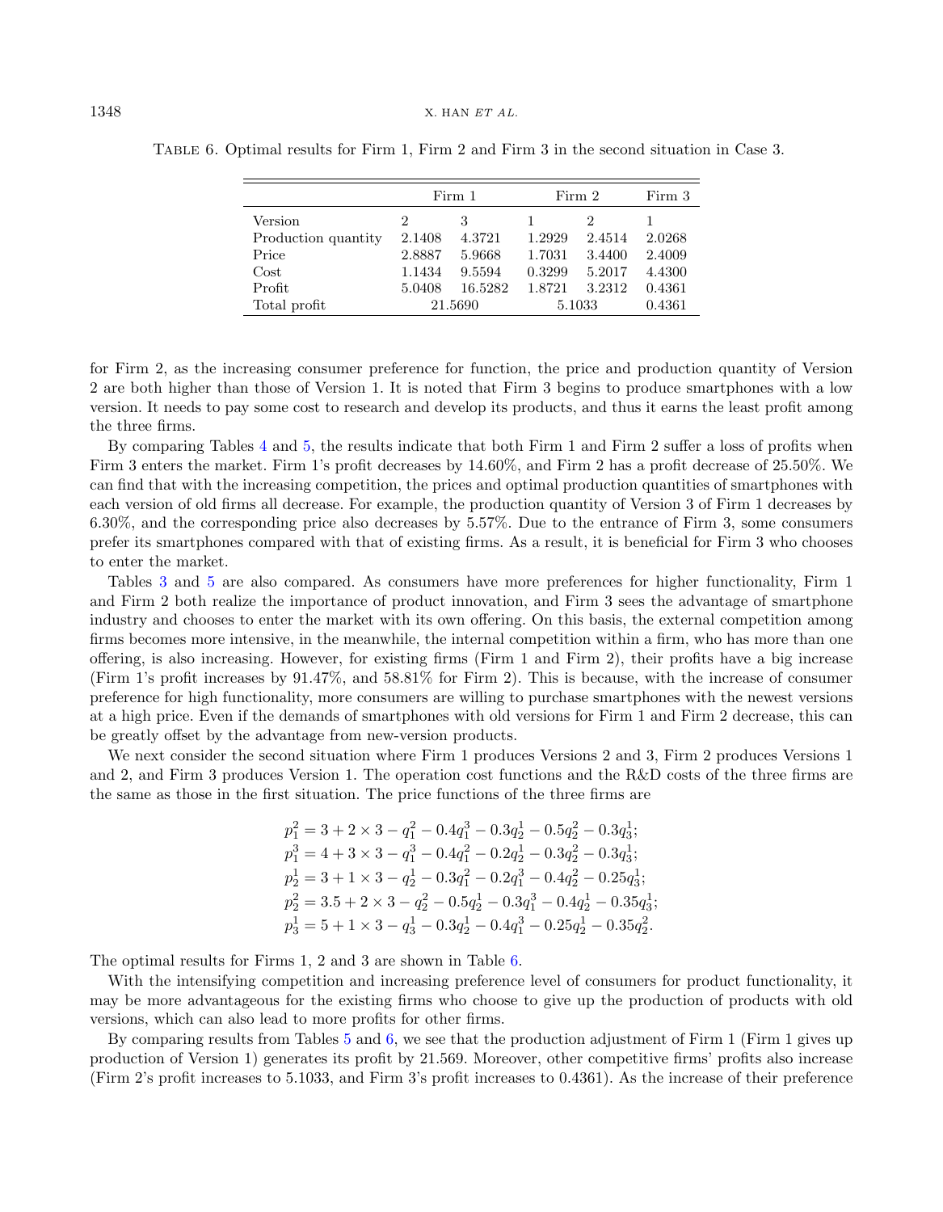Table 6. Optimal results for Firm 1, Firm 2 and Firm 3 in the second situation in Case 3.

| | Firm 1 | | Firm 2 | | Firm 3 |
|---|---|---|---|---|---|
| Version | 2 | 3 | 1 | 2 | 1 |
| Production quantity | 2.1408 | 4.3721 | 1.2929 | 2.4514 | 2.0268 |
| Price | 2.8887 | 5.9668 | 1.7031 | 3.4400 | 2.4009 |
| Cost | 1.1434 | 9.5594 | 0.3299 | 5.2017 | 4.4300 |
| Profit | 5.0408 | 16.5282 | 1.8721 | 3.2312 | 0.4361 |
| Total profit | 21.5690 | | 5.1033 | | 0.4361 |

for Firm 2, as the increasing consumer preference for function, the price and production quantity of Version 2 are both higher than those of Version 1. It is noted that Firm 3 begins to produce smartphones with a low version. It needs to pay some cost to research and develop its products, and thus it earns the least profit among the three firms.

By comparing Tables 4 and 5, the results indicate that both Firm 1 and Firm 2 suffer a loss of profits when Firm 3 enters the market. Firm 1's profit decreases by 14.60%, and Firm 2 has a profit decrease of 25.50%. We can find that with the increasing competition, the prices and optimal production quantities of smartphones with each version of old firms all decrease. For example, the production quantity of Version 3 of Firm 1 decreases by 6.30%, and the corresponding price also decreases by 5.57%. Due to the entrance of Firm 3, some consumers prefer its smartphones compared with that of existing firms. As a result, it is beneficial for Firm 3 who chooses to enter the market.

Tables 3 and 5 are also compared. As consumers have more preferences for higher functionality, Firm 1 and Firm 2 both realize the importance of product innovation, and Firm 3 sees the advantage of smartphone industry and chooses to enter the market with its own offering. On this basis, the external competition among firms becomes more intensive, in the meanwhile, the internal competition within a firm, who has more than one offering, is also increasing. However, for existing firms (Firm 1 and Firm 2), their profits have a big increase (Firm 1's profit increases by 91.47%, and 58.81% for Firm 2). This is because, with the increase of consumer preference for high functionality, more consumers are willing to purchase smartphones with the newest versions at a high price. Even if the demands of smartphones with old versions for Firm 1 and Firm 2 decrease, this can be greatly offset by the advantage from new-version products.

We next consider the second situation where Firm 1 produces Versions 2 and 3, Firm 2 produces Versions 1 and 2, and Firm 3 produces Version 1. The operation cost functions and the R&D costs of the three firms are the same as those in the first situation. The price functions of the three firms are

$$
\begin{aligned}
p_1^2 &= 3 + 2 \times 3 - q_1^2 - 0.4q_1^3 - 0.3q_2^1 - 0.5q_2^2 - 0.3q_3^1;\\
p_1^3 &= 4 + 3 \times 3 - q_1^3 - 0.4q_1^2 - 0.2q_2^1 - 0.3q_2^2 - 0.3q_3^1;\\
p_2^1 &= 3 + 1 \times 3 - q_2^1 - 0.3q_1^2 - 0.2q_1^3 - 0.4q_2^2 - 0.25q_3^1;\\
p_2^2 &= 3.5 + 2 \times 3 - q_2^2 - 0.5q_2^1 - 0.3q_1^3 - 0.4q_2^1 - 0.35q_3^1;\\
p_3^1 &= 5 + 1 \times 3 - q_3^1 - 0.3q_2^1 - 0.4q_1^3 - 0.25q_2^1 - 0.35q_2^2.
\end{aligned}
$$

The optimal results for Firms 1, 2 and 3 are shown in Table 6.

With the intensifying competition and increasing preference level of consumers for product functionality, it may be more advantageous for the existing firms who choose to give up the production of products with old versions, which can also lead to more profits for other firms.

By comparing results from Tables 5 and 6, we see that the production adjustment of Firm 1 (Firm 1 gives up production of Version 1) generates its profit by 21.569. Moreover, other competitive firms' profits also increase (Firm 2's profit increases to 5.1033, and Firm 3's profit increases to 0.4361). As the increase of their preference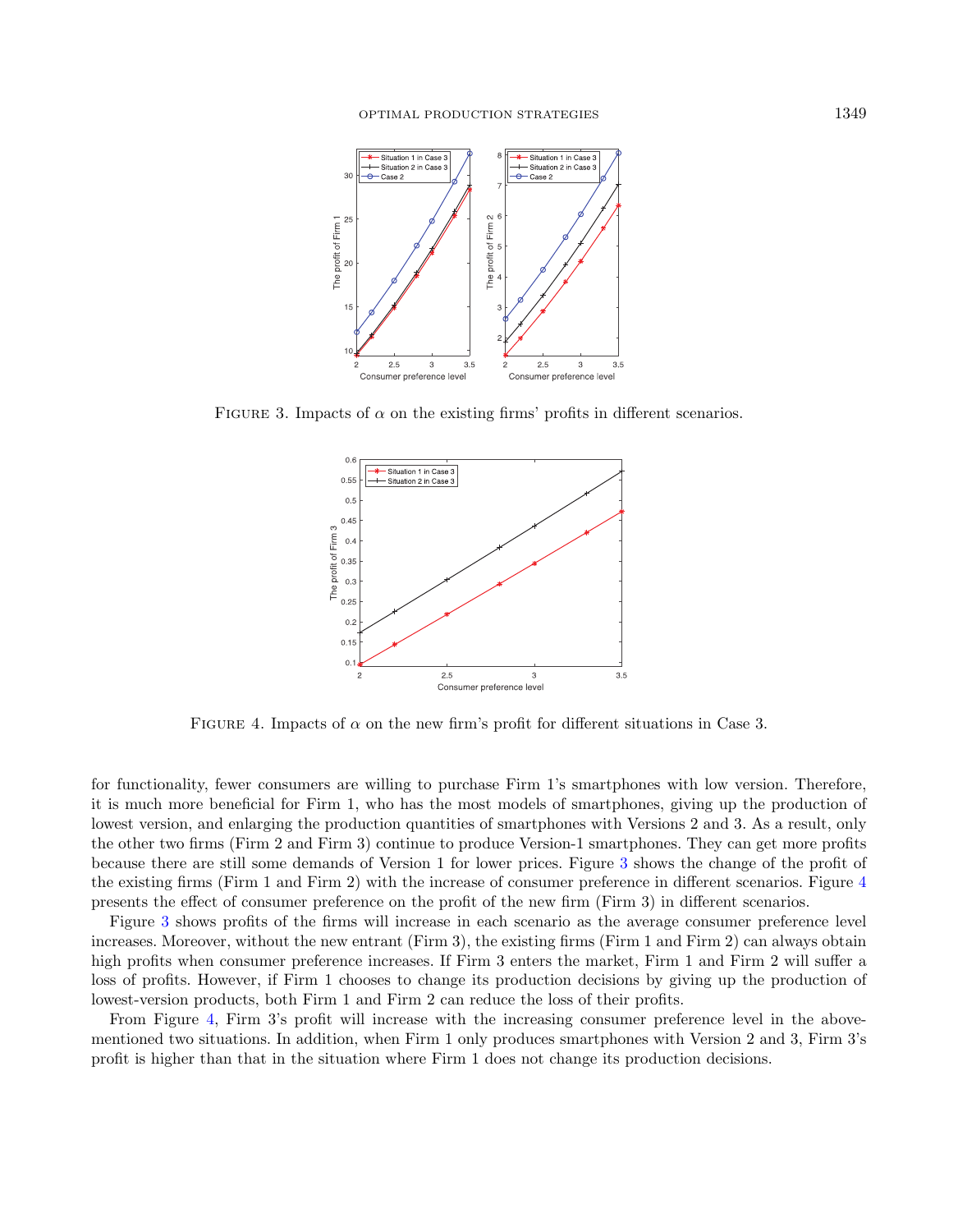FIGURE 3. Impacts of $\alpha$ on the existing firms' profits in different scenarios.

FIGURE 4. Impacts of $\alpha$ on the new firm's profit for different situations in Case 3.

for functionality, fewer consumers are willing to purchase Firm 1's smartphones with low version. Therefore, it is much more beneficial for Firm 1, who has the most models of smartphones, giving up the production of lowest version, and enlarging the production quantities of smartphones with Versions 2 and 3. As a result, only the other two firms (Firm 2 and Firm 3) continue to produce Version-1 smartphones. They can get more profits because there are still some demands of Version 1 for lower prices. Figure 3 shows the change of the profit of the existing firms (Firm 1 and Firm 2) with the increase of consumer preference in different scenarios. Figure 4 presents the effect of consumer preference on the profit of the new firm (Firm 3) in different scenarios.

Figure 3 shows profits of the firms will increase in each scenario as the average consumer preference level increases. Moreover, without the new entrant (Firm 3), the existing firms (Firm 1 and Firm 2) can always obtain high profits when consumer preference increases. If Firm 3 enters the market, Firm 1 and Firm 2 will suffer a loss of profits. However, if Firm 1 chooses to change its production decisions by giving up the production of lowest-version products, both Firm 1 and Firm 2 can reduce the loss of their profits.

From Figure 4, Firm 3's profit will increase with the increasing consumer preference level in the above-mentioned two situations. In addition, when Firm 1 only produces smartphones with Version 2 and 3, Firm 3's profit is higher than that in the situation where Firm 1 does not change its production decisions.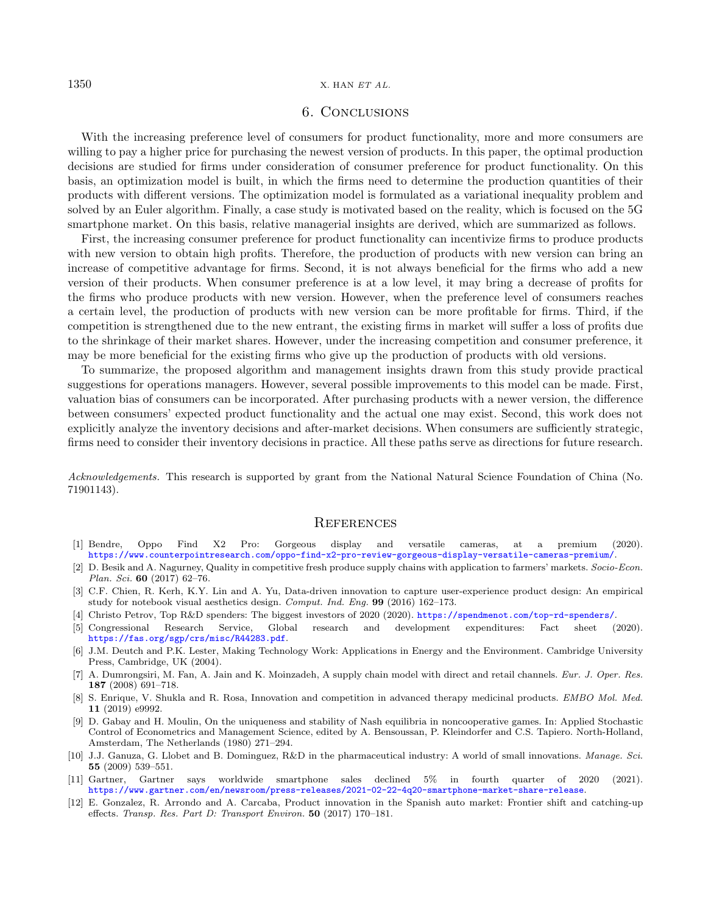## 6. Conclusions

With the increasing preference level of consumers for product functionality, more and more consumers are willing to pay a higher price for purchasing the newest version of products. In this paper, the optimal production decisions are studied for firms under consideration of consumer preference for product functionality. On this basis, an optimization model is built, in which the firms need to determine the production quantities of their products with different versions. The optimization model is formulated as a variational inequality problem and solved by an Euler algorithm. Finally, a case study is motivated based on the reality, which is focused on the 5G smartphone market. On this basis, relative managerial insights are derived, which are summarized as follows.

First, the increasing consumer preference for product functionality can incentivize firms to produce products with new version to obtain high profits. Therefore, the production of products with new version can bring an increase of competitive advantage for firms. Second, it is not always beneficial for the firms who add a new version of their products. When consumer preference is at a low level, it may bring a decrease of profits for the firms who produce products with new version. However, when the preference level of consumers reaches a certain level, the production of products with new version can be more profitable for firms. Third, if the competition is strengthened due to the new entrant, the existing firms in market will suffer a loss of profits due to the shrinkage of their market shares. However, under the increasing competition and consumer preference, it may be more beneficial for the existing firms who give up the production of products with old versions.

To summarize, the proposed algorithm and management insights drawn from this study provide practical suggestions for operations managers. However, several possible improvements to this model can be made. First, valuation bias of consumers can be incorporated. After purchasing products with a newer version, the difference between consumers' expected product functionality and the actual one may exist. Second, this work does not explicitly analyze the inventory decisions and after-market decisions. When consumers are sufficiently strategic, firms need to consider their inventory decisions in practice. All these paths serve as directions for future research.

*Acknowledgements.* This research is supported by grant from the National Natural Science Foundation of China (No. 71901143).

## References

[1] Bendre, Oppo Find X2 Pro: Gorgeous display and versatile cameras, at a premium (2020). https://www.counterpointresearch.com/oppo-find-x2-pro-review-gorgeous-display-versatile-cameras-premium/.

[2] D. Besik and A. Nagurney, Quality in competitive fresh produce supply chains with application to farmers' markets. *Socio-Econ. Plan. Sci.* **60** (2017) 62–76.

[3] C.F. Chien, R. Kerh, K.Y. Lin and A. Yu, Data-driven innovation to capture user-experience product design: An empirical study for notebook visual aesthetics design. *Comput. Ind. Eng.* **99** (2016) 162–173.

[4] Christo Petrov, Top R&D spenders: The biggest investors of 2020 (2020). https://spendmenot.com/top-rd-spenders/.

[5] Congressional Research Service, Global research and development expenditures: Fact sheet (2020). https://fas.org/sgp/crs/misc/R44283.pdf.

[6] J.M. Deutch and P.K. Lester, Making Technology Work: Applications in Energy and the Environment. Cambridge University Press, Cambridge, UK (2004).

[7] A. Dumrongsiri, M. Fan, A. Jain and K. Moinzadeh, A supply chain model with direct and retail channels. *Eur. J. Oper. Res.* **187** (2008) 691–718.

[8] S. Enrique, V. Shukla and R. Rosa, Innovation and competition in advanced therapy medicinal products. *EMBO Mol. Med.* **11** (2019) e9992.

[9] D. Gabay and H. Moulin, On the uniqueness and stability of Nash equilibria in noncooperative games. In: Applied Stochastic Control of Econometrics and Management Science, edited by A. Bensoussan, P. Kleindorfer and C.S. Tapiero. North-Holland, Amsterdam, The Netherlands (1980) 271–294.

[10] J.J. Ganuza, G. Llobet and B. Dominguez, R&D in the pharmaceutical industry: A world of small innovations. *Manage. Sci.* **55** (2009) 539–551.

[11] Gartner, Gartner says worldwide smartphone sales declined 5% in fourth quarter of 2020 (2021). https://www.gartner.com/en/newsroom/press-releases/2021-02-22-4q20-smartphone-market-share-release.

[12] E. Gonzalez, R. Arrondo and A. Carcaba, Product innovation in the Spanish auto market: Frontier shift and catching-up effects. *Transp. Res. Part D: Transport Environ.* **50** (2017) 170–181.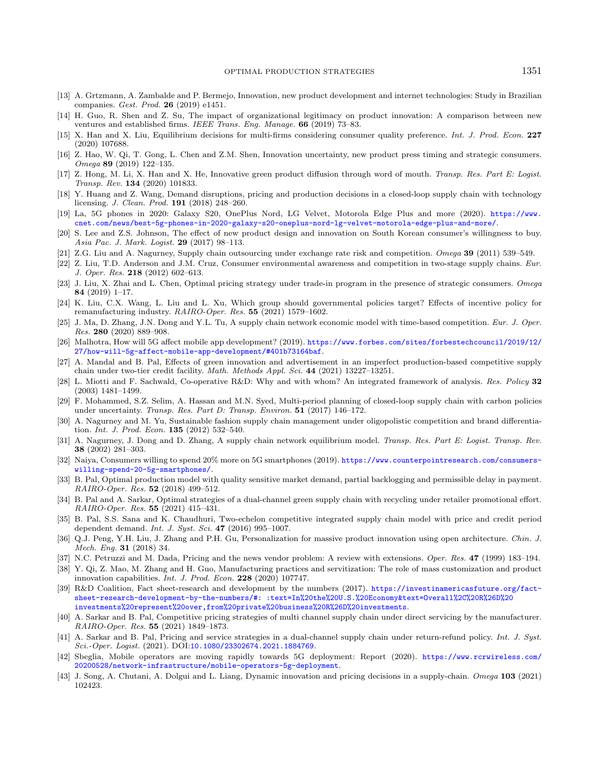[13] A. Grtzmann, A. Zambalde and P. Bermejo, Innovation, new product development and internet technologies: Study in Brazilian companies. *Gest. Prod.* **26** (2019) e1451.

[14] H. Guo, R. Shen and Z. Su, The impact of organizational legitimacy on product innovation: A comparison between new ventures and established firms. *IEEE Trans. Eng. Manage.* **66** (2019) 73–83.

[15] X. Han and X. Liu, Equilibrium decisions for multi-firms considering consumer quality preference. *Int. J. Prod. Econ.* **227** (2020) 107688.

[16] Z. Hao, W. Qi, T. Gong, L. Chen and Z.M. Shen, Innovation uncertainty, new product press timing and strategic consumers. *Omega* **89** (2019) 122–135.

[17] Z. Hong, M. Li, X. Han and X. He, Innovative green product diffusion through word of mouth. *Transp. Res. Part E: Logist. Transp. Rev.* **134** (2020) 101833.

[18] Y. Huang and Z. Wang, Demand disruptions, pricing and production decisions in a closed-loop supply chain with technology licensing. *J. Clean. Prod.* **191** (2018) 248–260.

[19] La, 5G phones in 2020: Galaxy S20, OnePlus Nord, LG Velvet, Motorola Edge Plus and more (2020). https://www.cnet.com/news/best-5g-phones-in-2020-galaxy-s20-oneplus-nord-lg-velvet-motorola-edge-plus-and-more/.

[20] S. Lee and Z.S. Johnson, The effect of new product design and innovation on South Korean consumer's willingness to buy. *Asia Pac. J. Mark. Logist.* **29** (2017) 98–113.

[21] Z.G. Liu and A. Nagurney, Supply chain outsourcing under exchange rate risk and competition. *Omega* **39** (2011) 539–549.

[22] Z. Liu, T.D. Anderson and J.M. Cruz, Consumer environmental awareness and competition in two-stage supply chains. *Eur. J. Oper. Res.* **218** (2012) 602–613.

[23] J. Liu, X. Zhai and L. Chen, Optimal pricing strategy under trade-in program in the presence of strategic consumers. *Omega* **84** (2019) 1–17.

[24] K. Liu, C.X. Wang, L. Liu and L. Xu, Which group should governmental policies target? Effects of incentive policy for remanufacturing industry. *RAIRO-Oper. Res.* **55** (2021) 1579–1602.

[25] J. Ma, D. Zhang, J.N. Dong and Y.L. Tu, A supply chain network economic model with time-based competition. *Eur. J. Oper. Res.* **280** (2020) 889–908.

[26] Malhotra, How will 5G affect mobile app development? (2019). https://www.forbes.com/sites/forbestechcouncil/2019/12/27/how-will-5g-affect-mobile-app-development/#401b73164baf.

[27] A. Mandal and B. Pal, Effects of green innovation and advertisement in an imperfect production-based competitive supply chain under two-tier credit facility. *Math. Methods Appl. Sci.* **44** (2021) 13227–13251.

[28] L. Miotti and F. Sachwald, Co-operative R&D: Why and with whom? An integrated framework of analysis. *Res. Policy* **32** (2003) 1481–1499.

[29] F. Mohammed, S.Z. Selim, A. Hassan and M.N. Syed, Multi-period planning of closed-loop supply chain with carbon policies under uncertainty. *Transp. Res. Part D: Transp. Environ.* **51** (2017) 146–172.

[30] A. Nagurney and M. Yu, Sustainable fashion supply chain management under oligopolistic competition and brand differentiation. *Int. J. Prod. Econ.* **135** (2012) 532–540.

[31] A. Nagurney, J. Dong and D. Zhang, A supply chain network equilibrium model. *Transp. Res. Part E: Logist. Transp. Rev.* **38** (2002) 281–303.

[32] Naiya, Consumers willing to spend 20% more on 5G smartphones (2019). https://www.counterpointresearch.com/consumers-willing-spend-20-5g-smartphones/.

[33] B. Pal, Optimal production model with quality sensitive market demand, partial backlogging and permissible delay in payment. *RAIRO-Oper. Res.* **52** (2018) 499–512.

[34] B. Pal and A. Sarkar, Optimal strategies of a dual-channel green supply chain with recycling under retailer promotional effort. *RAIRO-Oper. Res.* **55** (2021) 415–431.

[35] B. Pal, S.S. Sana and K. Chaudhuri, Two-echelon competitive integrated supply chain model with price and credit period dependent demand. *Int. J. Syst. Sci.* **47** (2016) 995–1007.

[36] Q.J. Peng, Y.H. Liu, J. Zhang and P.H. Gu, Personalization for massive product innovation using open architecture. *Chin. J. Mech. Eng.* **31** (2018) 34.

[37] N.C. Petruzzi and M. Dada, Pricing and the news vendor problem: A review with extensions. *Oper. Res.* **47** (1999) 183–194.

[38] Y. Qi, Z. Mao, M. Zhang and H. Guo, Manufacturing practices and servitization: The role of mass customization and product innovation capabilities. *Int. J. Prod. Econ.* **228** (2020) 107747.

[39] R&D Coalition, Fact sheet-research and development by the numbers (2017). https://investinamericasfuture.org/fact-sheet-research-development-by-the-numbers/#: :text=In%20the%20U.S.%20Economy&text=Overall%2C%20R%26D%20investments%20represent%20over,from%20private%20business%20R%26D%20investments.

[40] A. Sarkar and B. Pal, Competitive pricing strategies of multi channel supply chain under direct servicing by the manufacturer. *RAIRO-Oper. Res.* **55** (2021) 1849–1873.

[41] A. Sarkar and B. Pal, Pricing and service strategies in a dual-channel supply chain under return-refund policy. *Int. J. Syst. Sci.-Oper. Logist.* (2021). DOI:10.1080/23302674.2021.1884769.

[42] Sbeglia, Mobile operators are moving rapidly towards 5G deployment: Report (2020). https://www.rcrwireless.com/20200528/network-infrastructure/mobile-operators-5g-deployment.

[43] J. Song, A. Chutani, A. Dolgui and L. Liang, Dynamic innovation and pricing decisions in a supply-chain. *Omega* **103** (2021) 102423.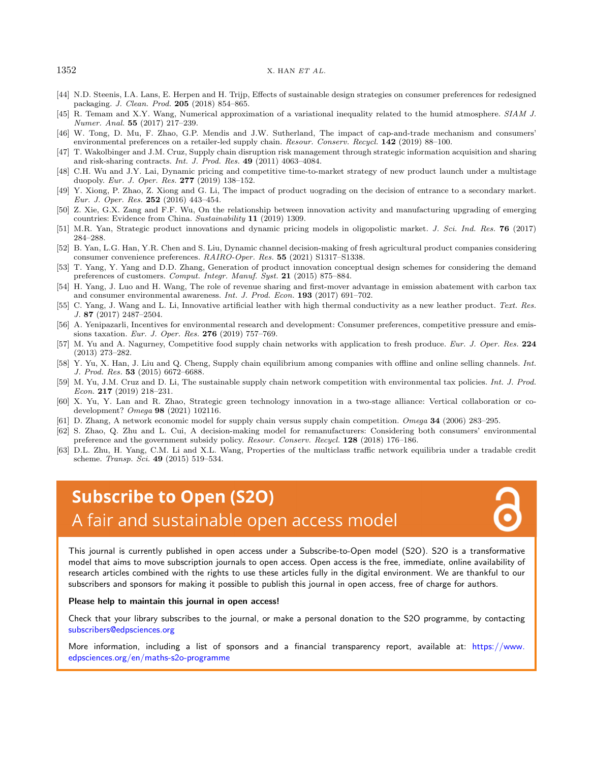[44] N.D. Steenis, I.A. Lans, E. Herpen and H. Trijp, Effects of sustainable design strategies on consumer preferences for redesigned packaging. *J. Clean. Prod.* **205** (2018) 854–865.

[45] R. Temam and X.Y. Wang, Numerical approximation of a variational inequality related to the humid atmosphere. *SIAM J. Numer. Anal.* **55** (2017) 217–239.

[46] W. Tong, D. Mu, F. Zhao, G.P. Mendis and J.W. Sutherland, The impact of cap-and-trade mechanism and consumers' environmental preferences on a retailer-led supply chain. *Resour. Conserv. Recycl.* **142** (2019) 88–100.

[47] T. Wakolbinger and J.M. Cruz, Supply chain disruption risk management through strategic information acquisition and sharing and risk-sharing contracts. *Int. J. Prod. Res.* **49** (2011) 4063–4084.

[48] C.H. Wu and J.Y. Lai, Dynamic pricing and competitive time-to-market strategy of new product launch under a multistage duopoly. *Eur. J. Oper. Res.* **277** (2019) 138–152.

[49] Y. Xiong, P. Zhao, Z. Xiong and G. Li, The impact of product uograding on the decision of entrance to a secondary market. *Eur. J. Oper. Res.* **252** (2016) 443–454.

[50] Z. Xie, G.X. Zang and F.F. Wu, On the relationship between innovation activity and manufacturing upgrading of emerging countries: Evidence from China. *Sustainability* **11** (2019) 1309.

[51] M.R. Yan, Strategic product innovations and dynamic pricing models in oligopolistic market. *J. Sci. Ind. Res.* **76** (2017) 284–288.

[52] B. Yan, L.G. Han, Y.R. Chen and S. Liu, Dynamic channel decision-making of fresh agricultural product companies considering consumer convenience preferences. *RAIRO-Oper. Res.* **55** (2021) S1317–S1338.

[53] T. Yang, Y. Yang and D.D. Zhang, Generation of product innovation conceptual design schemes for considering the demand preferences of customers. *Comput. Integr. Manuf. Syst.* **21** (2015) 875–884.

[54] H. Yang, J. Luo and H. Wang, The role of revenue sharing and first-mover advantage in emission abatement with carbon tax and consumer environmental awareness. *Int. J. Prod. Econ.* **193** (2017) 691–702.

[55] C. Yang, J. Wang and L. Li, Innovative artificial leather with high thermal conductivity as a new leather product. *Text. Res. J.* **87** (2017) 2487–2504.

[56] A. Yenipazarli, Incentives for environmental research and development: Consumer preferences, competitive pressure and emissions taxation. *Eur. J. Oper. Res.* **276** (2019) 757–769.

[57] M. Yu and A. Nagurney, Competitive food supply chain networks with application to fresh produce. *Eur. J. Oper. Res.* **224** (2013) 273–282.

[58] Y. Yu, X. Han, J. Liu and Q. Cheng, Supply chain equilibrium among companies with offline and online selling channels. *Int. J. Prod. Res.* **53** (2015) 6672–6688.

[59] M. Yu, J.M. Cruz and D. Li, The sustainable supply chain network competition with environmental tax policies. *Int. J. Prod. Econ.* **217** (2019) 218–231.

[60] X. Yu, Y. Lan and R. Zhao, Strategic green technology innovation in a two-stage alliance: Vertical collaboration or co-development? *Omega* **98** (2021) 102116.

[61] D. Zhang, A network economic model for supply chain versus supply chain competition. *Omega* **34** (2006) 283–295.

[62] S. Zhao, Q. Zhu and L. Cui, A decision-making model for remanufacturers: Considering both consumers' environmental preference and the government subsidy policy. *Resour. Conserv. Recycl.* **128** (2018) 176–186.

[63] D.L. Zhu, H. Yang, C.M. Li and X.L. Wang, Properties of the multiclass traffic network equilibria under a tradable credit scheme. *Transp. Sci.* **49** (2015) 519–534.

## Subscribe to Open (S2O)

### A fair and sustainable open access model

This journal is currently published in open access under a Subscribe-to-Open model (S2O). S2O is a transformative model that aims to move subscription journals to open access. Open access is the free, immediate, online availability of research articles combined with the rights to use these articles fully in the digital environment. We are thankful to our subscribers and sponsors for making it possible to publish this journal in open access, free of charge for authors.

**Please help to maintain this journal in open access!**

Check that your library subscribes to the journal, or make a personal donation to the S2O programme, by contacting subscribers@edpsciences.org

More information, including a list of sponsors and a financial transparency report, available at: https://www.edpsciences.org/en/maths-s2o-programme